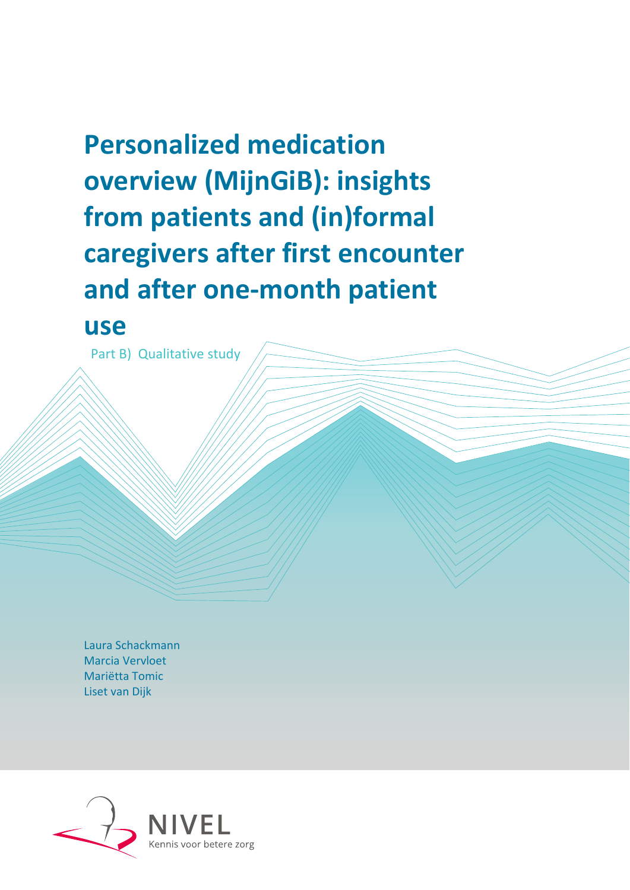# Personalized medication overview (MijnGiB): insights from patients and (in)formal caregivers after first encounter and after one-month patient use

Part B) Qualitative study

Laura Schackmann
Marcia Vervloet
Mariëtta Tomic
Liset van Dijk

NIVEL
Kennis voor betere zorg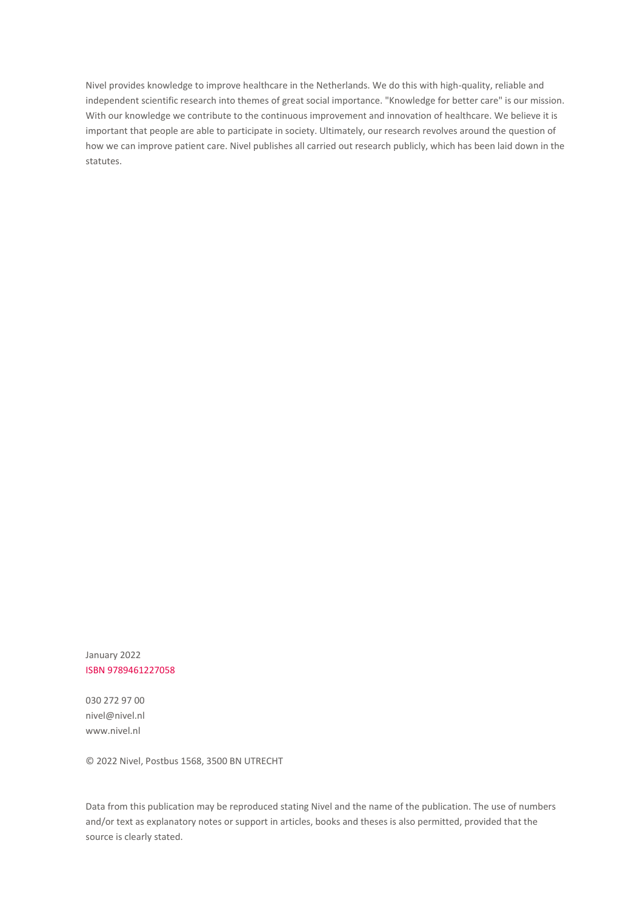Nivel provides knowledge to improve healthcare in the Netherlands. We do this with high-quality, reliable and independent scientific research into themes of great social importance. "Knowledge for better care" is our mission. With our knowledge we contribute to the continuous improvement and innovation of healthcare. We believe it is important that people are able to participate in society. Ultimately, our research revolves around the question of how we can improve patient care. Nivel publishes all carried out research publicly, which has been laid down in the statutes.

January 2022
ISBN 9789461227058

030 272 97 00
nivel@nivel.nl
www.nivel.nl

© 2022 Nivel, Postbus 1568, 3500 BN UTRECHT

Data from this publication may be reproduced stating Nivel and the name of the publication. The use of numbers and/or text as explanatory notes or support in articles, books and theses is also permitted, provided that the source is clearly stated.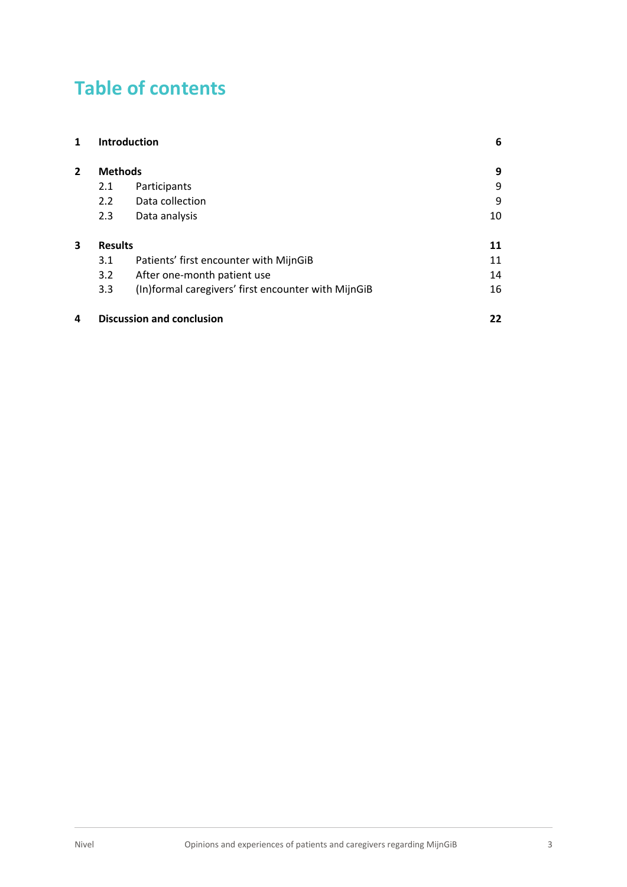# Table of contents

| | | |
|---|---|---|
| **1** | **Introduction** | **6** |
| **2** | **Methods** | **9** |
| 2.1 | Participants | 9 |
| 2.2 | Data collection | 9 |
| 2.3 | Data analysis | 10 |
| **3** | **Results** | **11** |
| 3.1 | Patients' first encounter with MijnGiB | 11 |
| 3.2 | After one-month patient use | 14 |
| 3.3 | (In)formal caregivers' first encounter with MijnGiB | 16 |
| **4** | **Discussion and conclusion** | **22** |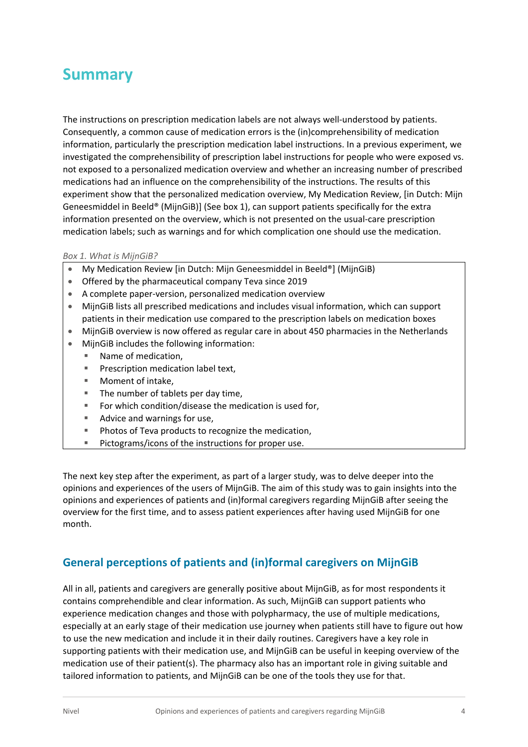# Summary

The instructions on prescription medication labels are not always well-understood by patients. Consequently, a common cause of medication errors is the (in)comprehensibility of medication information, particularly the prescription medication label instructions. In a previous experiment, we investigated the comprehensibility of prescription label instructions for people who were exposed vs. not exposed to a personalized medication overview and whether an increasing number of prescribed medications had an influence on the comprehensibility of the instructions. The results of this experiment show that the personalized medication overview, My Medication Review, [in Dutch: Mijn Geneesmiddel in Beeld® (MijnGiB)] (See box 1), can support patients specifically for the extra information presented on the overview, which is not presented on the usual-care prescription medication labels; such as warnings and for which complication one should use the medication.

*Box 1. What is MijnGiB?*

- My Medication Review [in Dutch: Mijn Geneesmiddel in Beeld®] (MijnGiB)
- Offered by the pharmaceutical company Teva since 2019
- A complete paper-version, personalized medication overview
- MijnGiB lists all prescribed medications and includes visual information, which can support patients in their medication use compared to the prescription labels on medication boxes
- MijnGiB overview is now offered as regular care in about 450 pharmacies in the Netherlands
- MijnGiB includes the following information:
  - Name of medication,
  - Prescription medication label text,
  - Moment of intake,
  - The number of tablets per day time,
  - For which condition/disease the medication is used for,
  - Advice and warnings for use,
  - Photos of Teva products to recognize the medication,
  - Pictograms/icons of the instructions for proper use.

The next key step after the experiment, as part of a larger study, was to delve deeper into the opinions and experiences of the users of MijnGiB. The aim of this study was to gain insights into the opinions and experiences of patients and (in)formal caregivers regarding MijnGiB after seeing the overview for the first time, and to assess patient experiences after having used MijnGiB for one month.

## General perceptions of patients and (in)formal caregivers on MijnGiB

All in all, patients and caregivers are generally positive about MijnGiB, as for most respondents it contains comprehendible and clear information. As such, MijnGiB can support patients who experience medication changes and those with polypharmacy, the use of multiple medications, especially at an early stage of their medication use journey when patients still have to figure out how to use the new medication and include it in their daily routines. Caregivers have a key role in supporting patients with their medication use, and MijnGiB can be useful in keeping overview of the medication use of their patient(s). The pharmacy also has an important role in giving suitable and tailored information to patients, and MijnGiB can be one of the tools they use for that.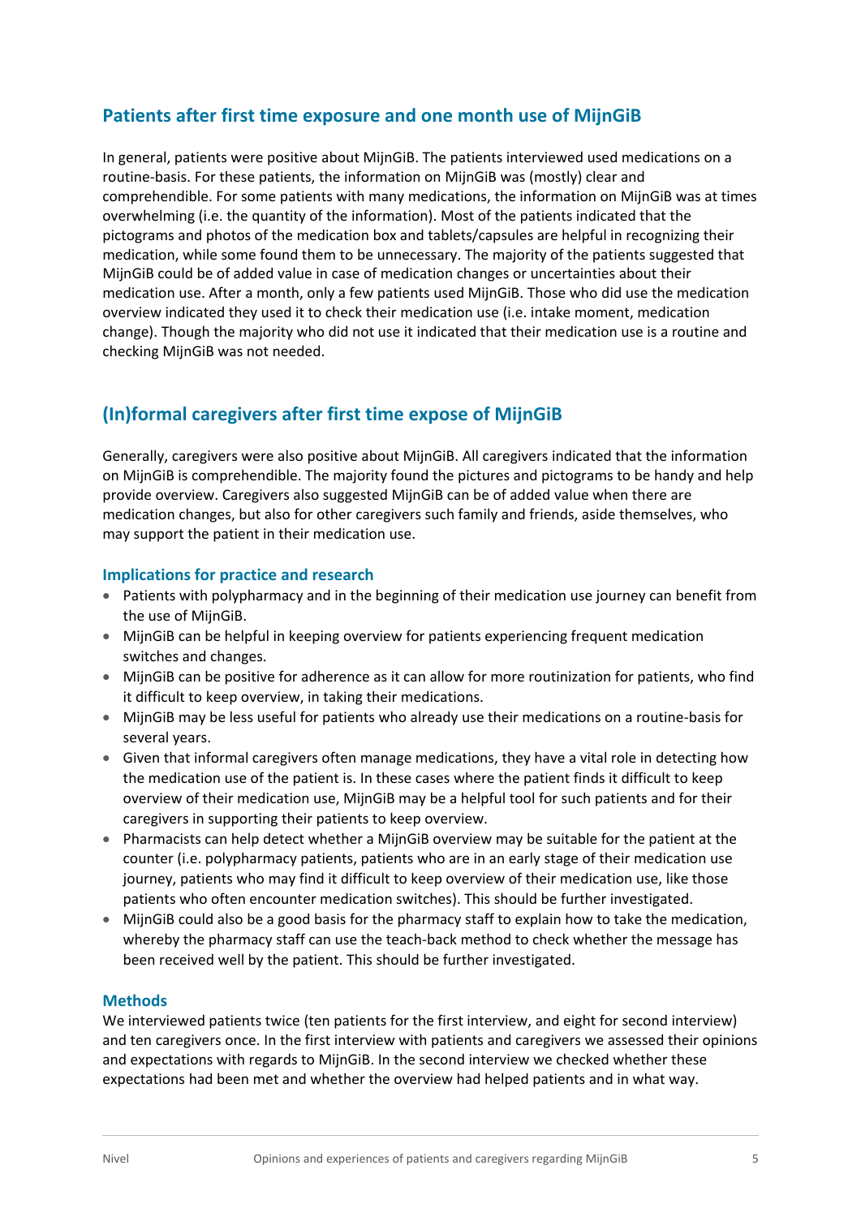## Patients after first time exposure and one month use of MijnGiB

In general, patients were positive about MijnGiB. The patients interviewed used medications on a routine-basis. For these patients, the information on MijnGiB was (mostly) clear and comprehendible. For some patients with many medications, the information on MijnGiB was at times overwhelming (i.e. the quantity of the information). Most of the patients indicated that the pictograms and photos of the medication box and tablets/capsules are helpful in recognizing their medication, while some found them to be unnecessary. The majority of the patients suggested that MijnGiB could be of added value in case of medication changes or uncertainties about their medication use. After a month, only a few patients used MijnGiB. Those who did use the medication overview indicated they used it to check their medication use (i.e. intake moment, medication change). Though the majority who did not use it indicated that their medication use is a routine and checking MijnGiB was not needed.

## (In)formal caregivers after first time expose of MijnGiB

Generally, caregivers were also positive about MijnGiB. All caregivers indicated that the information on MijnGiB is comprehendible. The majority found the pictures and pictograms to be handy and help provide overview. Caregivers also suggested MijnGiB can be of added value when there are medication changes, but also for other caregivers such family and friends, aside themselves, who may support the patient in their medication use.

### Implications for practice and research

- Patients with polypharmacy and in the beginning of their medication use journey can benefit from the use of MijnGiB.
- MijnGiB can be helpful in keeping overview for patients experiencing frequent medication switches and changes.
- MijnGiB can be positive for adherence as it can allow for more routinization for patients, who find it difficult to keep overview, in taking their medications.
- MijnGiB may be less useful for patients who already use their medications on a routine-basis for several years.
- Given that informal caregivers often manage medications, they have a vital role in detecting how the medication use of the patient is. In these cases where the patient finds it difficult to keep overview of their medication use, MijnGiB may be a helpful tool for such patients and for their caregivers in supporting their patients to keep overview.
- Pharmacists can help detect whether a MijnGiB overview may be suitable for the patient at the counter (i.e. polypharmacy patients, patients who are in an early stage of their medication use journey, patients who may find it difficult to keep overview of their medication use, like those patients who often encounter medication switches). This should be further investigated.
- MijnGiB could also be a good basis for the pharmacy staff to explain how to take the medication, whereby the pharmacy staff can use the teach-back method to check whether the message has been received well by the patient. This should be further investigated.

### Methods

We interviewed patients twice (ten patients for the first interview, and eight for second interview) and ten caregivers once. In the first interview with patients and caregivers we assessed their opinions and expectations with regards to MijnGiB. In the second interview we checked whether these expectations had been met and whether the overview had helped patients and in what way.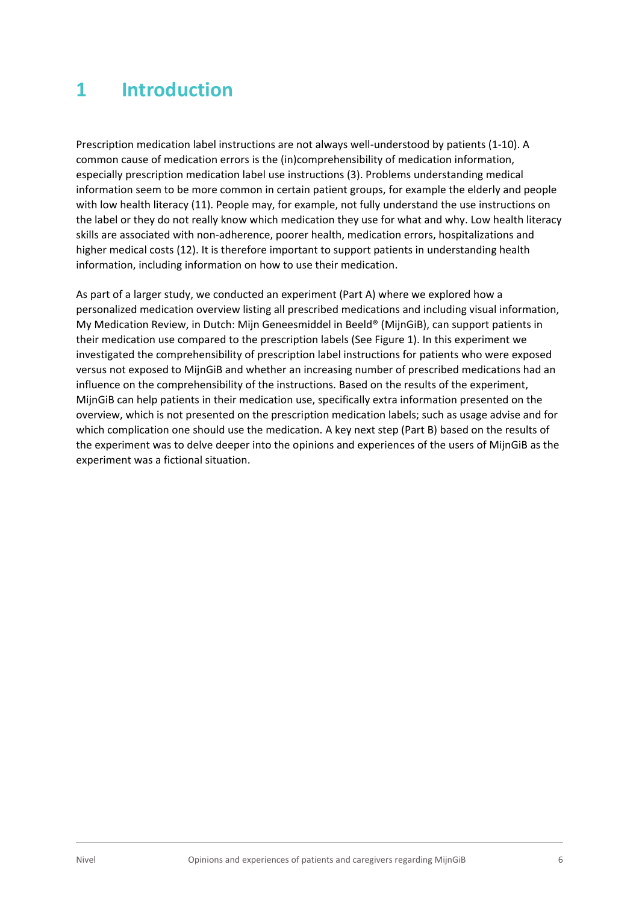# 1 Introduction

Prescription medication label instructions are not always well-understood by patients (1-10). A common cause of medication errors is the (in)comprehensibility of medication information, especially prescription medication label use instructions (3). Problems understanding medical information seem to be more common in certain patient groups, for example the elderly and people with low health literacy (11). People may, for example, not fully understand the use instructions on the label or they do not really know which medication they use for what and why. Low health literacy skills are associated with non-adherence, poorer health, medication errors, hospitalizations and higher medical costs (12). It is therefore important to support patients in understanding health information, including information on how to use their medication.

As part of a larger study, we conducted an experiment (Part A) where we explored how a personalized medication overview listing all prescribed medications and including visual information, My Medication Review, in Dutch: Mijn Geneesmiddel in Beeld® (MijnGiB), can support patients in their medication use compared to the prescription labels (See Figure 1). In this experiment we investigated the comprehensibility of prescription label instructions for patients who were exposed versus not exposed to MijnGiB and whether an increasing number of prescribed medications had an influence on the comprehensibility of the instructions. Based on the results of the experiment, MijnGiB can help patients in their medication use, specifically extra information presented on the overview, which is not presented on the prescription medication labels; such as usage advise and for which complication one should use the medication. A key next step (Part B) based on the results of the experiment was to delve deeper into the opinions and experiences of the users of MijnGiB as the experiment was a fictional situation.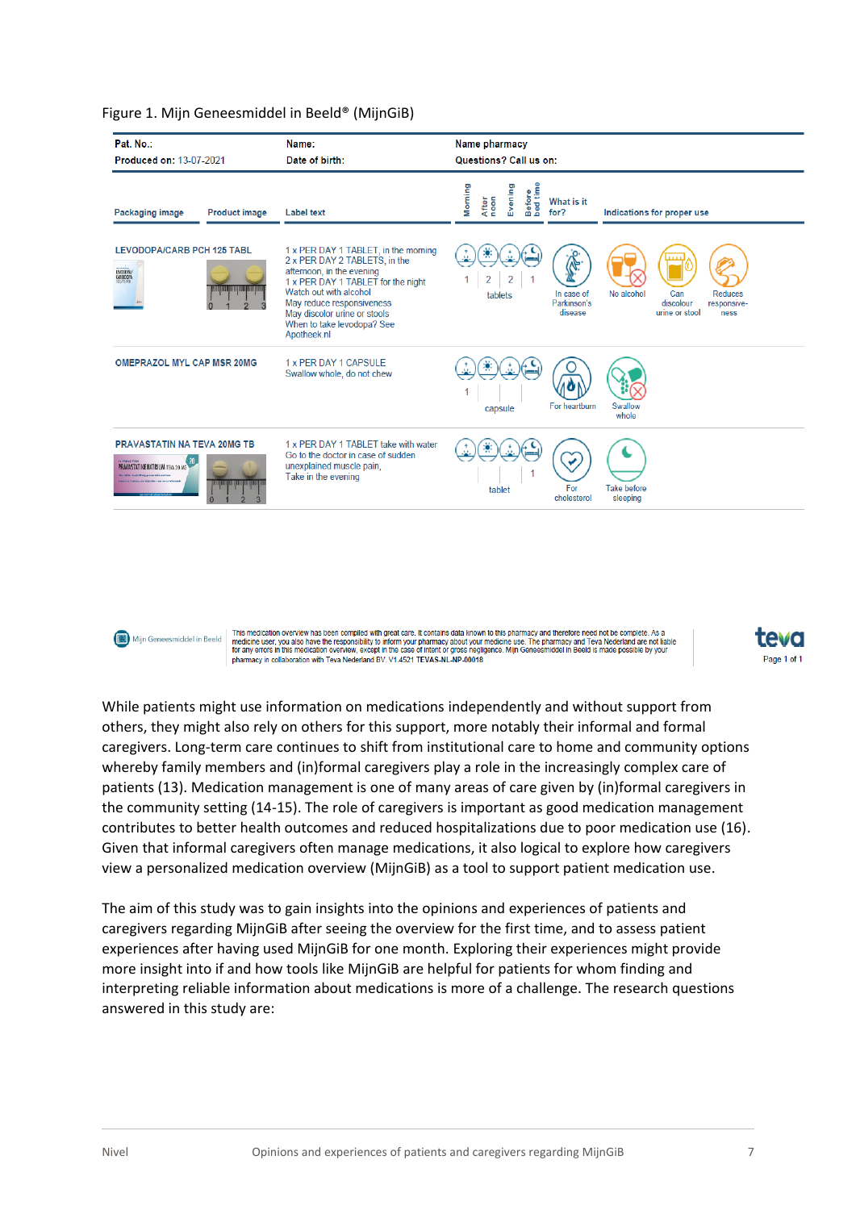Figure 1. Mijn Geneesmiddel in Beeld® (MijnGiB)

| Pat. No.: | Name: | Name pharmacy |
|---|---|---|
| Produced on: 13-07-2021 | Date of birth: | Questions? Call us on: |

| Packaging image | Product image | Label text | Morning | After noon | Evening | Before bed time | What is it for? | Indications for proper use |
|---|---|---|---|---|---|---|---|---|
| LEVODOPA/CARB PCH 125 TABL | | 1 x PER DAY 1 TABLET, in the morning<br>2 x PER DAY 2 TABLETS, in the afternoon, in the evening<br>1 x PER DAY 1 TABLET for the night<br>Watch out with alcohol<br>May reduce responsiveness<br>May discolor urine or stools<br>When to take levodopa? See Apotheek.nl | 1 | 2 | 2 | 1 | In case of Parkinson's disease | No alcohol; Can discolour urine or stool; Reduces responsiveness |
| OMEPRAZOL MYL CAP MSR 20MG | | 1 x PER DAY 1 CAPSULE<br>Swallow whole, do not chew | 1 | | | | For heartburn | Swallow whole |
| PRAVASTATIN NA TEVA 20MG TB | | 1 x PER DAY 1 TABLET take with water<br>Go to the doctor in case of sudden unexplained muscle pain,<br>Take in the evening | | | | 1 | For cholesterol | Take before sleeping |

This medication overview has been compiled with great care. It contains data known to this pharmacy and therefore need not be complete. As a medicine user, you also have the responsibility to inform your pharmacy about your medicine use. The pharmacy and Teva Nederland are not liable for any errors in this medication overview, except in the case of intent or gross negligence. Mijn Geneesmiddel in Beeld is made possible by your pharmacy in collaboration with Teva Nederland BV. V1.4521 TEVAS-NL-NP-00018

While patients might use information on medications independently and without support from others, they might also rely on others for this support, more notably their informal and formal caregivers. Long-term care continues to shift from institutional care to home and community options whereby family members and (in)formal caregivers play a role in the increasingly complex care of patients (13). Medication management is one of many areas of care given by (in)formal caregivers in the community setting (14-15). The role of caregivers is important as good medication management contributes to better health outcomes and reduced hospitalizations due to poor medication use (16). Given that informal caregivers often manage medications, it also logical to explore how caregivers view a personalized medication overview (MijnGiB) as a tool to support patient medication use.

The aim of this study was to gain insights into the opinions and experiences of patients and caregivers regarding MijnGiB after seeing the overview for the first time, and to assess patient experiences after having used MijnGiB for one month. Exploring their experiences might provide more insight into if and how tools like MijnGiB are helpful for patients for whom finding and interpreting reliable information about medications is more of a challenge. The research questions answered in this study are: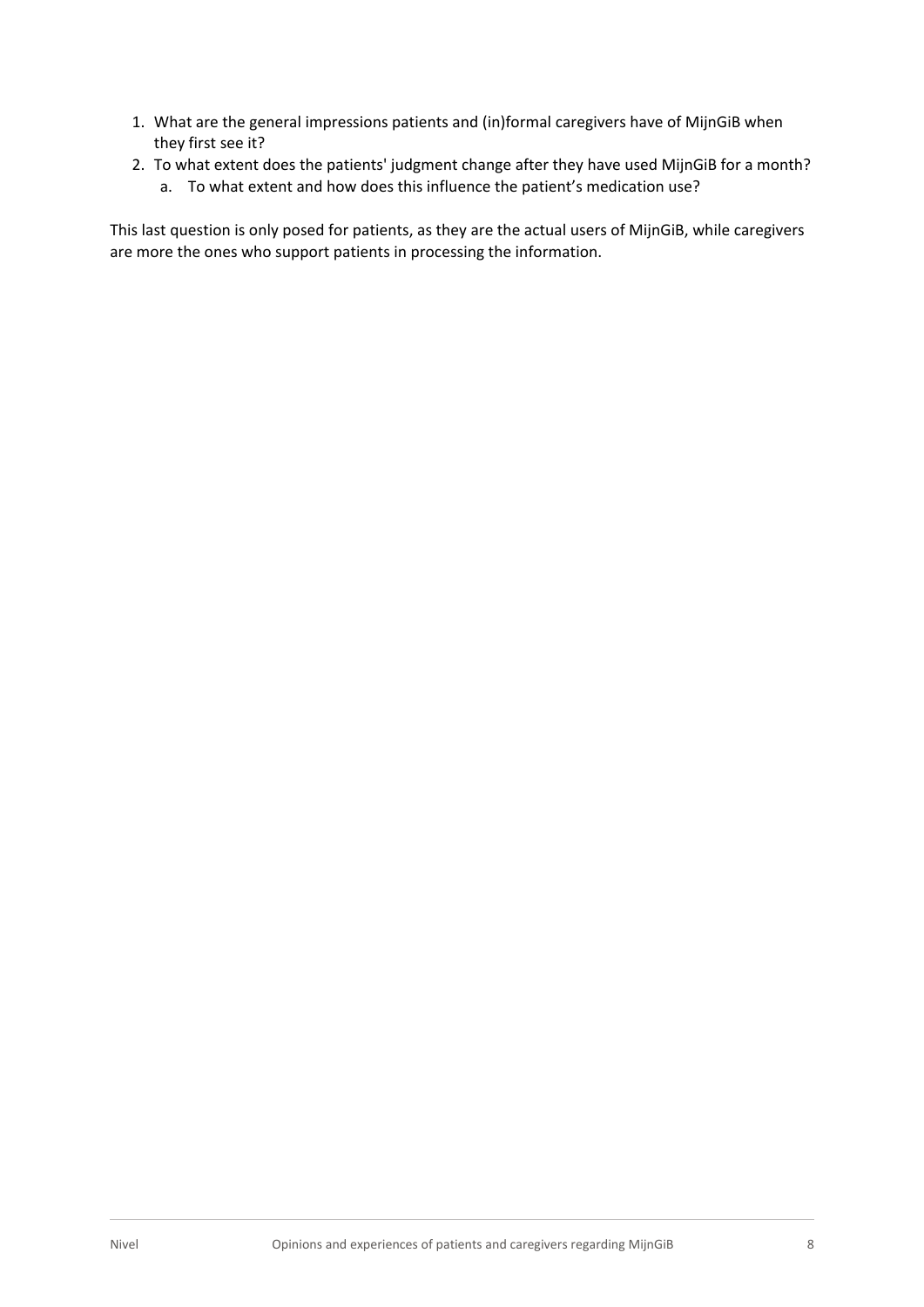1. What are the general impressions patients and (in)formal caregivers have of MijnGiB when they first see it?
2. To what extent does the patients' judgment change after they have used MijnGiB for a month?
   a. To what extent and how does this influence the patient's medication use?

This last question is only posed for patients, as they are the actual users of MijnGiB, while caregivers are more the ones who support patients in processing the information.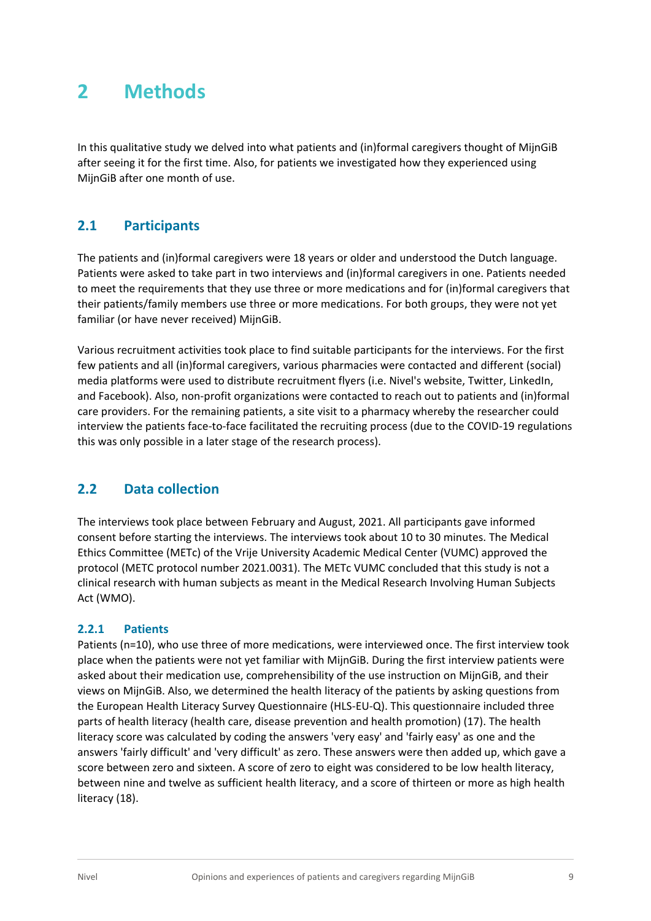# 2 Methods

In this qualitative study we delved into what patients and (in)formal caregivers thought of MijnGiB after seeing it for the first time. Also, for patients we investigated how they experienced using MijnGiB after one month of use.

## 2.1 Participants

The patients and (in)formal caregivers were 18 years or older and understood the Dutch language. Patients were asked to take part in two interviews and (in)formal caregivers in one. Patients needed to meet the requirements that they use three or more medications and for (in)formal caregivers that their patients/family members use three or more medications. For both groups, they were not yet familiar (or have never received) MijnGiB.

Various recruitment activities took place to find suitable participants for the interviews. For the first few patients and all (in)formal caregivers, various pharmacies were contacted and different (social) media platforms were used to distribute recruitment flyers (i.e. Nivel's website, Twitter, LinkedIn, and Facebook). Also, non-profit organizations were contacted to reach out to patients and (in)formal care providers. For the remaining patients, a site visit to a pharmacy whereby the researcher could interview the patients face-to-face facilitated the recruiting process (due to the COVID-19 regulations this was only possible in a later stage of the research process).

## 2.2 Data collection

The interviews took place between February and August, 2021. All participants gave informed consent before starting the interviews. The interviews took about 10 to 30 minutes. The Medical Ethics Committee (METc) of the Vrije University Academic Medical Center (VUMC) approved the protocol (METC protocol number 2021.0031). The METc VUMC concluded that this study is not a clinical research with human subjects as meant in the Medical Research Involving Human Subjects Act (WMO).

### 2.2.1 Patients

Patients (n=10), who use three of more medications, were interviewed once. The first interview took place when the patients were not yet familiar with MijnGiB. During the first interview patients were asked about their medication use, comprehensibility of the use instruction on MijnGiB, and their views on MijnGiB. Also, we determined the health literacy of the patients by asking questions from the European Health Literacy Survey Questionnaire (HLS-EU-Q). This questionnaire included three parts of health literacy (health care, disease prevention and health promotion) (17). The health literacy score was calculated by coding the answers 'very easy' and 'fairly easy' as one and the answers 'fairly difficult' and 'very difficult' as zero. These answers were then added up, which gave a score between zero and sixteen. A score of zero to eight was considered to be low health literacy, between nine and twelve as sufficient health literacy, and a score of thirteen or more as high health literacy (18).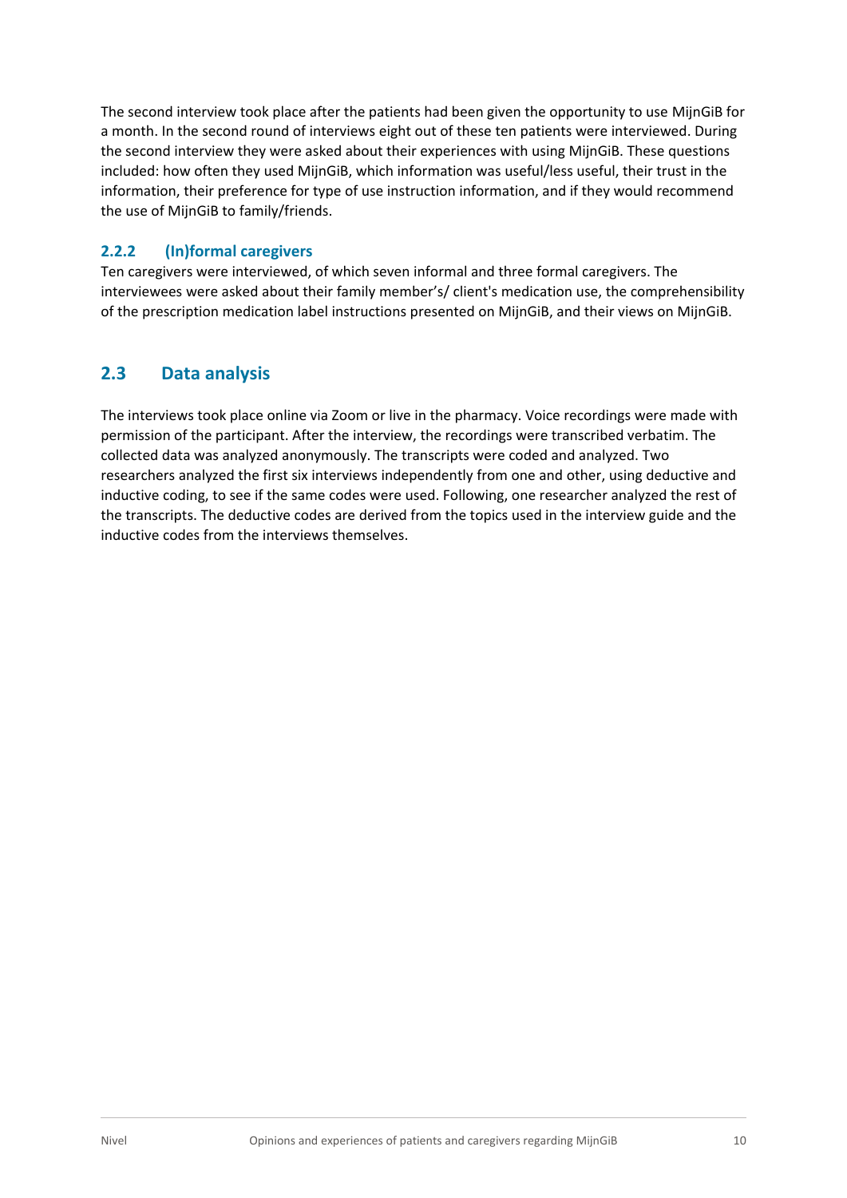The second interview took place after the patients had been given the opportunity to use MijnGiB for a month. In the second round of interviews eight out of these ten patients were interviewed. During the second interview they were asked about their experiences with using MijnGiB. These questions included: how often they used MijnGiB, which information was useful/less useful, their trust in the information, their preference for type of use instruction information, and if they would recommend the use of MijnGiB to family/friends.

### 2.2.2 (In)formal caregivers

Ten caregivers were interviewed, of which seven informal and three formal caregivers. The interviewees were asked about their family member's/ client's medication use, the comprehensibility of the prescription medication label instructions presented on MijnGiB, and their views on MijnGiB.

## 2.3 Data analysis

The interviews took place online via Zoom or live in the pharmacy. Voice recordings were made with permission of the participant. After the interview, the recordings were transcribed verbatim. The collected data was analyzed anonymously. The transcripts were coded and analyzed. Two researchers analyzed the first six interviews independently from one and other, using deductive and inductive coding, to see if the same codes were used. Following, one researcher analyzed the rest of the transcripts. The deductive codes are derived from the topics used in the interview guide and the inductive codes from the interviews themselves.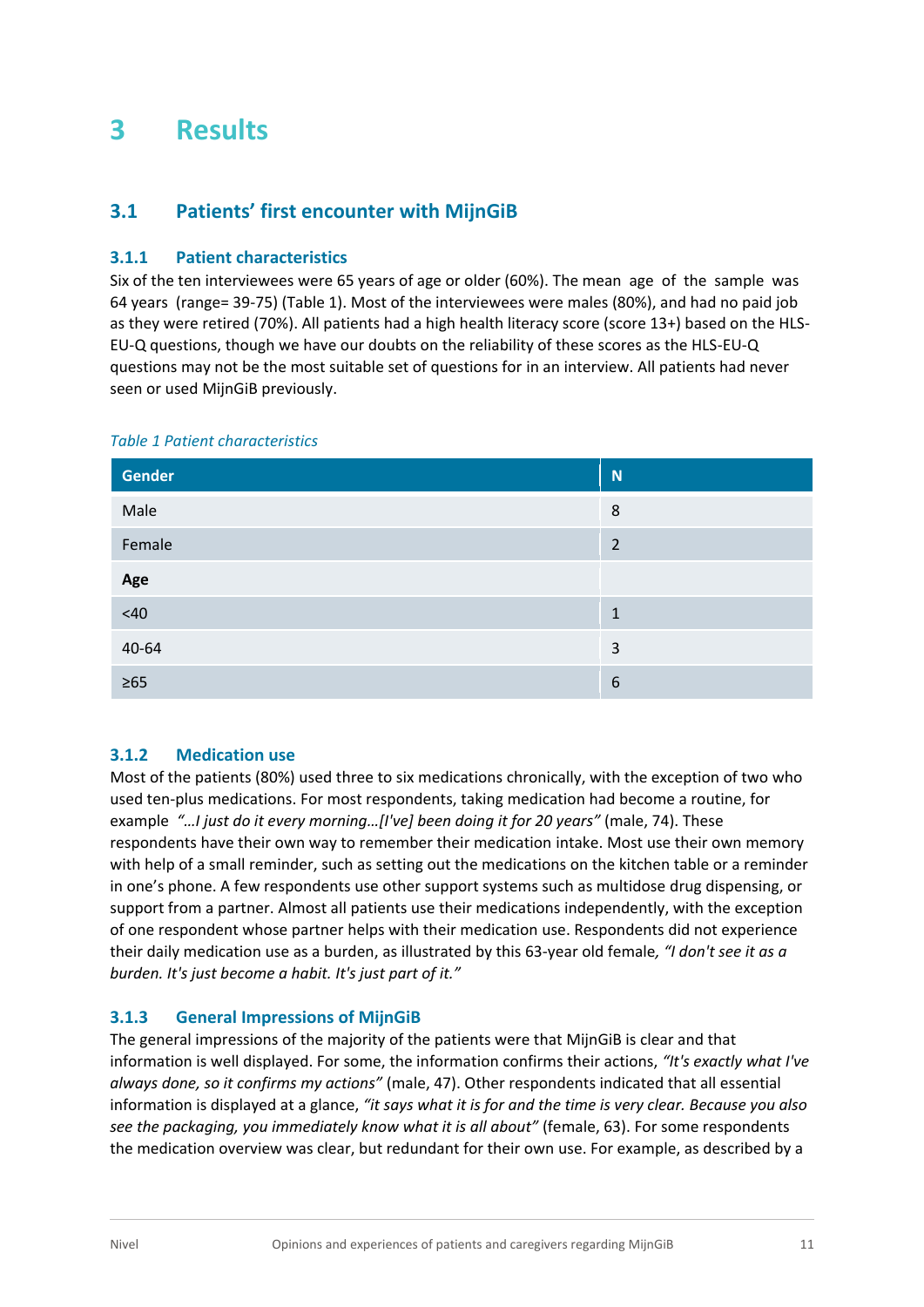# 3 Results

## 3.1 Patients' first encounter with MijnGiB

### 3.1.1 Patient characteristics

Six of the ten interviewees were 65 years of age or older (60%). The mean age of the sample was 64 years (range= 39-75) (Table 1). Most of the interviewees were males (80%), and had no paid job as they were retired (70%). All patients had a high health literacy score (score 13+) based on the HLS-EU-Q questions, though we have our doubts on the reliability of these scores as the HLS-EU-Q questions may not be the most suitable set of questions for in an interview. All patients had never seen or used MijnGiB previously.

*Table 1 Patient characteristics*

| Gender | N |
|---|---|
| Male | 8 |
| Female | 2 |
| **Age** | |
| <40 | 1 |
| 40-64 | 3 |
| ≥65 | 6 |

### 3.1.2 Medication use

Most of the patients (80%) used three to six medications chronically, with the exception of two who used ten-plus medications. For most respondents, taking medication had become a routine, for example *"…I just do it every morning…[I've] been doing it for 20 years"* (male, 74). These respondents have their own way to remember their medication intake. Most use their own memory with help of a small reminder, such as setting out the medications on the kitchen table or a reminder in one's phone. A few respondents use other support systems such as multidose drug dispensing, or support from a partner. Almost all patients use their medications independently, with the exception of one respondent whose partner helps with their medication use. Respondents did not experience their daily medication use as a burden, as illustrated by this 63-year old female, *"I don't see it as a burden. It's just become a habit. It's just part of it."*

### 3.1.3 General Impressions of MijnGiB

The general impressions of the majority of the patients were that MijnGiB is clear and that information is well displayed. For some, the information confirms their actions, *"It's exactly what I've always done, so it confirms my actions"* (male, 47). Other respondents indicated that all essential information is displayed at a glance, *"it says what it is for and the time is very clear. Because you also see the packaging, you immediately know what it is all about"* (female, 63). For some respondents the medication overview was clear, but redundant for their own use. For example, as described by a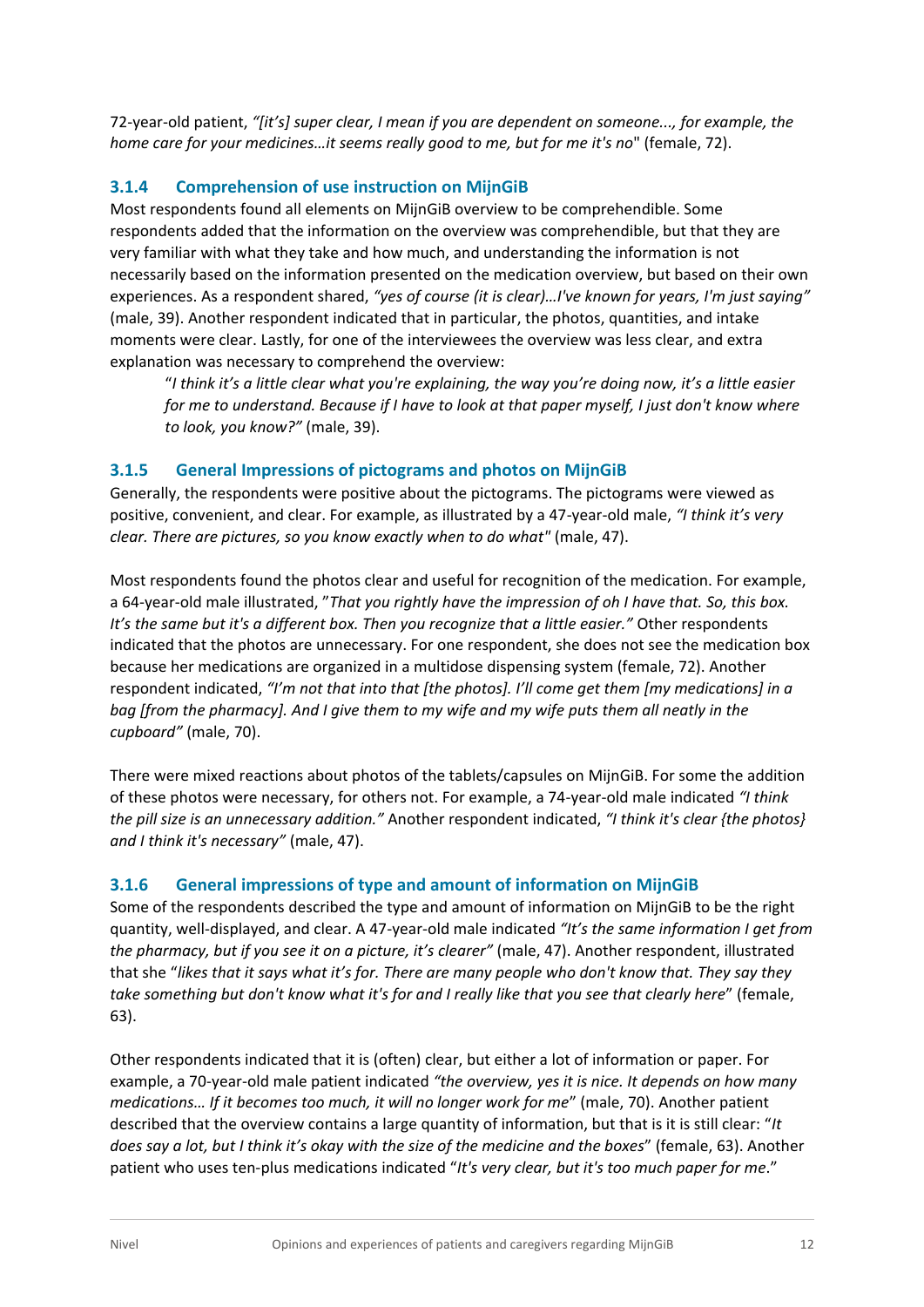72-year-old patient, *"[it's] super clear, I mean if you are dependent on someone..., for example, the home care for your medicines…it seems really good to me, but for me it's no*" (female, 72).

### 3.1.4 Comprehension of use instruction on MijnGiB

Most respondents found all elements on MijnGiB overview to be comprehendible. Some respondents added that the information on the overview was comprehendible, but that they are very familiar with what they take and how much, and understanding the information is not necessarily based on the information presented on the medication overview, but based on their own experiences. As a respondent shared, *"yes of course (it is clear)…I've known for years, I'm just saying"* (male, 39). Another respondent indicated that in particular, the photos, quantities, and intake moments were clear. Lastly, for one of the interviewees the overview was less clear, and extra explanation was necessary to comprehend the overview:

> "*I think it's a little clear what you're explaining, the way you're doing now, it's a little easier for me to understand. Because if I have to look at that paper myself, I just don't know where to look, you know?"* (male, 39).

### 3.1.5 General Impressions of pictograms and photos on MijnGiB

Generally, the respondents were positive about the pictograms. The pictograms were viewed as positive, convenient, and clear. For example, as illustrated by a 47-year-old male, *"I think it's very clear. There are pictures, so you know exactly when to do what"* (male, 47).

Most respondents found the photos clear and useful for recognition of the medication. For example, a 64-year-old male illustrated, *"That you rightly have the impression of oh I have that. So, this box. It's the same but it's a different box. Then you recognize that a little easier."* Other respondents indicated that the photos are unnecessary. For one respondent, she does not see the medication box because her medications are organized in a multidose dispensing system (female, 72). Another respondent indicated, *"I'm not that into that [the photos]. I'll come get them [my medications] in a bag [from the pharmacy]. And I give them to my wife and my wife puts them all neatly in the cupboard"* (male, 70).

There were mixed reactions about photos of the tablets/capsules on MijnGiB. For some the addition of these photos were necessary, for others not. For example, a 74-year-old male indicated *"I think the pill size is an unnecessary addition."* Another respondent indicated, *"I think it's clear {the photos} and I think it's necessary"* (male, 47).

### 3.1.6 General impressions of type and amount of information on MijnGiB

Some of the respondents described the type and amount of information on MijnGiB to be the right quantity, well-displayed, and clear. A 47-year-old male indicated *"It's the same information I get from the pharmacy, but if you see it on a picture, it's clearer"* (male, 47). Another respondent, illustrated that she "*likes that it says what it's for. There are many people who don't know that. They say they take something but don't know what it's for and I really like that you see that clearly here*" (female, 63).

Other respondents indicated that it is (often) clear, but either a lot of information or paper. For example, a 70-year-old male patient indicated *"the overview, yes it is nice. It depends on how many medications… If it becomes too much, it will no longer work for me*" (male, 70). Another patient described that the overview contains a large quantity of information, but that is it is still clear: "*It does say a lot, but I think it's okay with the size of the medicine and the boxes*" (female, 63). Another patient who uses ten-plus medications indicated "*It's very clear, but it's too much paper for me*."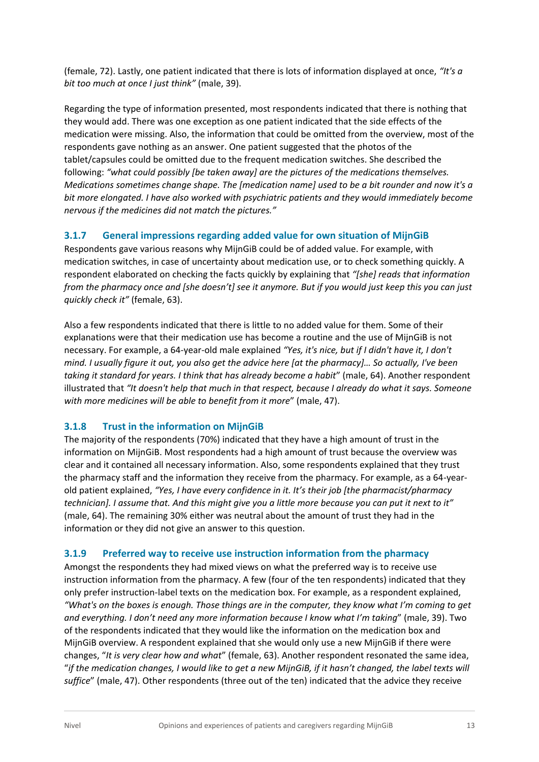(female, 72). Lastly, one patient indicated that there is lots of information displayed at once, *"It's a bit too much at once I just think"* (male, 39).

Regarding the type of information presented, most respondents indicated that there is nothing that they would add. There was one exception as one patient indicated that the side effects of the medication were missing. Also, the information that could be omitted from the overview, most of the respondents gave nothing as an answer. One patient suggested that the photos of the tablet/capsules could be omitted due to the frequent medication switches. She described the following: *"what could possibly [be taken away] are the pictures of the medications themselves. Medications sometimes change shape. The [medication name] used to be a bit rounder and now it's a bit more elongated. I have also worked with psychiatric patients and they would immediately become nervous if the medicines did not match the pictures."*

### 3.1.7 General impressions regarding added value for own situation of MijnGiB

Respondents gave various reasons why MijnGiB could be of added value. For example, with medication switches, in case of uncertainty about medication use, or to check something quickly. A respondent elaborated on checking the facts quickly by explaining that *"[she] reads that information from the pharmacy once and [she doesn't] see it anymore. But if you would just keep this you can just quickly check it"* (female, 63).

Also a few respondents indicated that there is little to no added value for them. Some of their explanations were that their medication use has become a routine and the use of MijnGiB is not necessary. For example, a 64-year-old male explained *"Yes, it's nice, but if I didn't have it, I don't mind. I usually figure it out, you also get the advice here [at the pharmacy]… So actually, I've been taking it standard for years. I think that has already become a habit"* (male, 64). Another respondent illustrated that *"It doesn't help that much in that respect, because I already do what it says. Someone with more medicines will be able to benefit from it more"* (male, 47).

### 3.1.8 Trust in the information on MijnGiB

The majority of the respondents (70%) indicated that they have a high amount of trust in the information on MijnGiB. Most respondents had a high amount of trust because the overview was clear and it contained all necessary information. Also, some respondents explained that they trust the pharmacy staff and the information they receive from the pharmacy. For example, as a 64-year-old patient explained, *"Yes, I have every confidence in it. It's their job [the pharmacist/pharmacy technician]. I assume that. And this might give you a little more because you can put it next to it"* (male, 64). The remaining 30% either was neutral about the amount of trust they had in the information or they did not give an answer to this question.

### 3.1.9 Preferred way to receive use instruction information from the pharmacy

Amongst the respondents they had mixed views on what the preferred way is to receive use instruction information from the pharmacy. A few (four of the ten respondents) indicated that they only prefer instruction-label texts on the medication box. For example, as a respondent explained, *"What's on the boxes is enough. Those things are in the computer, they know what I'm coming to get and everything. I don't need any more information because I know what I'm taking"* (male, 39). Two of the respondents indicated that they would like the information on the medication box and MijnGiB overview. A respondent explained that she would only use a new MijnGiB if there were changes, "*It is very clear how and what*" (female, 63). Another respondent resonated the same idea, "*if the medication changes, I would like to get a new MijnGiB, if it hasn't changed, the label texts will suffice*" (male, 47). Other respondents (three out of the ten) indicated that the advice they receive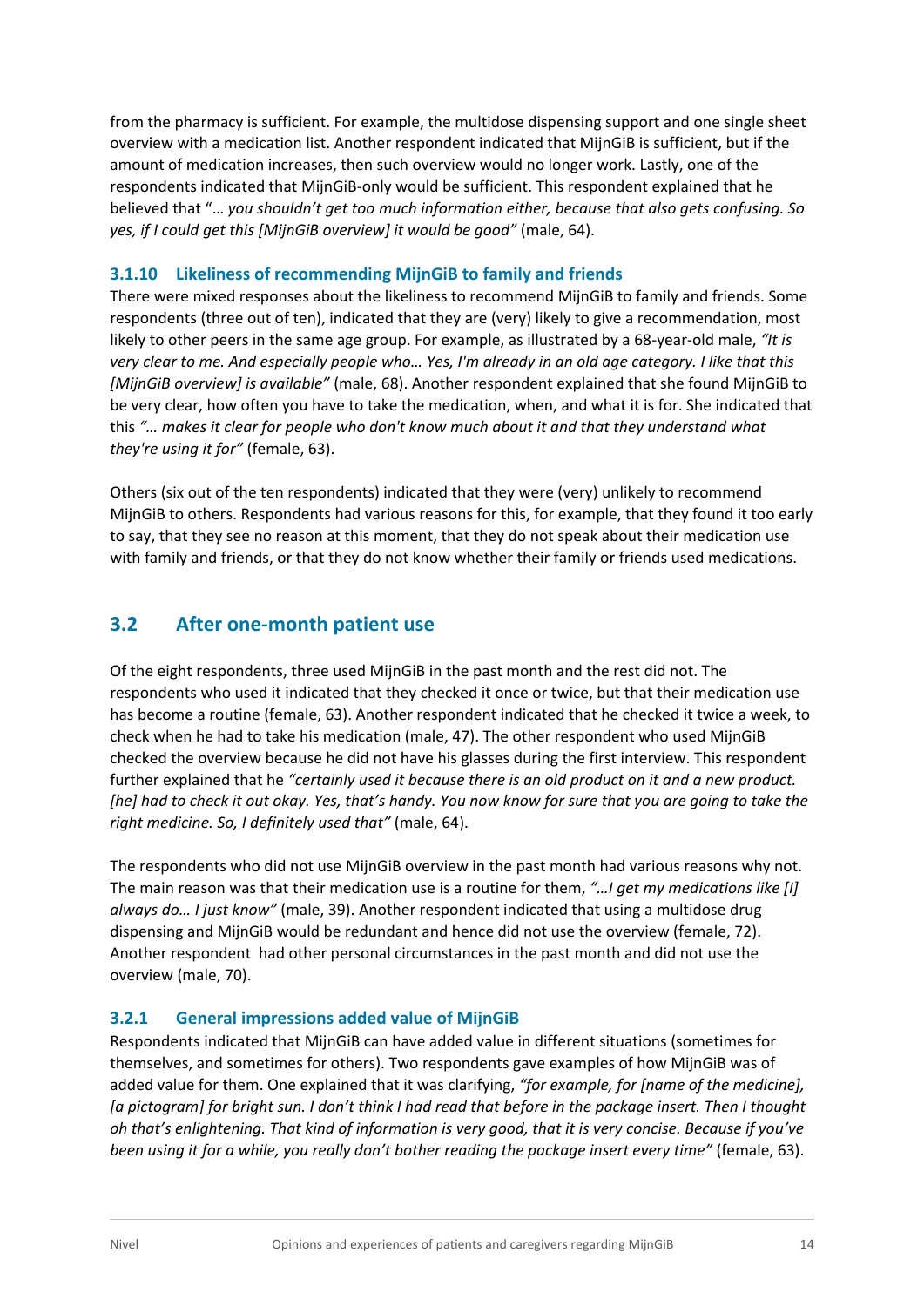from the pharmacy is sufficient. For example, the multidose dispensing support and one single sheet overview with a medication list. Another respondent indicated that MijnGiB is sufficient, but if the amount of medication increases, then such overview would no longer work. Lastly, one of the respondents indicated that MijnGiB-only would be sufficient. This respondent explained that he believed that "*… you shouldn't get too much information either, because that also gets confusing. So yes, if I could get this [MijnGiB overview] it would be good"* (male, 64).

### 3.1.10 Likeliness of recommending MijnGiB to family and friends

There were mixed responses about the likeliness to recommend MijnGiB to family and friends. Some respondents (three out of ten), indicated that they are (very) likely to give a recommendation, most likely to other peers in the same age group. For example, as illustrated by a 68-year-old male, *"It is very clear to me. And especially people who… Yes, I'm already in an old age category. I like that this [MijnGiB overview] is available"* (male, 68). Another respondent explained that she found MijnGiB to be very clear, how often you have to take the medication, when, and what it is for. She indicated that this *"… makes it clear for people who don't know much about it and that they understand what they're using it for"* (female, 63).

Others (six out of the ten respondents) indicated that they were (very) unlikely to recommend MijnGiB to others. Respondents had various reasons for this, for example, that they found it too early to say, that they see no reason at this moment, that they do not speak about their medication use with family and friends, or that they do not know whether their family or friends used medications.

## 3.2 After one-month patient use

Of the eight respondents, three used MijnGiB in the past month and the rest did not. The respondents who used it indicated that they checked it once or twice, but that their medication use has become a routine (female, 63). Another respondent indicated that he checked it twice a week, to check when he had to take his medication (male, 47). The other respondent who used MijnGiB checked the overview because he did not have his glasses during the first interview. This respondent further explained that he *"certainly used it because there is an old product on it and a new product. [he] had to check it out okay. Yes, that's handy. You now know for sure that you are going to take the right medicine. So, I definitely used that"* (male, 64).

The respondents who did not use MijnGiB overview in the past month had various reasons why not. The main reason was that their medication use is a routine for them, *"…I get my medications like [I] always do… I just know"* (male, 39). Another respondent indicated that using a multidose drug dispensing and MijnGiB would be redundant and hence did not use the overview (female, 72). Another respondent had other personal circumstances in the past month and did not use the overview (male, 70).

### 3.2.1 General impressions added value of MijnGiB

Respondents indicated that MijnGiB can have added value in different situations (sometimes for themselves, and sometimes for others). Two respondents gave examples of how MijnGiB was of added value for them. One explained that it was clarifying, *"for example, for [name of the medicine], [a pictogram] for bright sun. I don't think I had read that before in the package insert. Then I thought oh that's enlightening. That kind of information is very good, that it is very concise. Because if you've been using it for a while, you really don't bother reading the package insert every time"* (female, 63).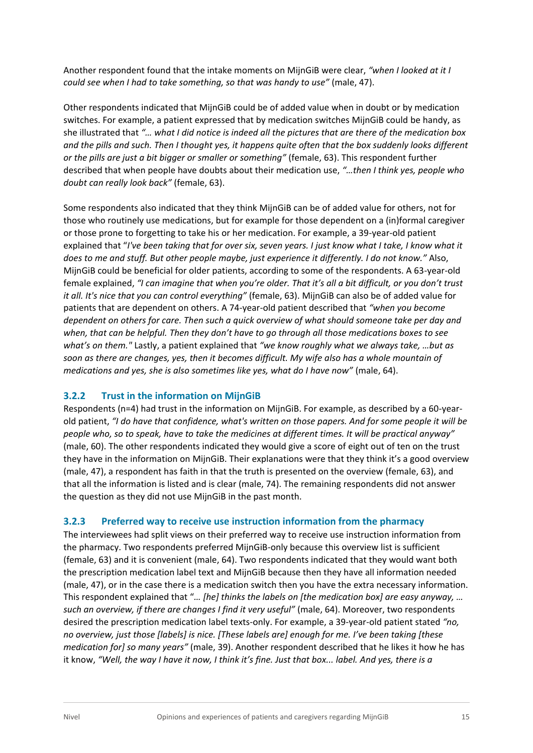Another respondent found that the intake moments on MijnGiB were clear, *"when I looked at it I could see when I had to take something, so that was handy to use"* (male, 47).

Other respondents indicated that MijnGiB could be of added value when in doubt or by medication switches. For example, a patient expressed that by medication switches MijnGiB could be handy, as she illustrated that *"… what I did notice is indeed all the pictures that are there of the medication box and the pills and such. Then I thought yes, it happens quite often that the box suddenly looks different or the pills are just a bit bigger or smaller or something"* (female, 63). This respondent further described that when people have doubts about their medication use, *"…then I think yes, people who doubt can really look back"* (female, 63).

Some respondents also indicated that they think MijnGiB can be of added value for others, not for those who routinely use medications, but for example for those dependent on a (in)formal caregiver or those prone to forgetting to take his or her medication. For example, a 39-year-old patient explained that "*I've been taking that for over six, seven years. I just know what I take, I know what it does to me and stuff. But other people maybe, just experience it differently. I do not know."* Also, MijnGiB could be beneficial for older patients, according to some of the respondents. A 63-year-old female explained, *"I can imagine that when you're older. That it's all a bit difficult, or you don't trust it all. It's nice that you can control everything"* (female, 63). MijnGiB can also be of added value for patients that are dependent on others. A 74-year-old patient described that *"when you become dependent on others for care. Then such a quick overview of what should someone take per day and when, that can be helpful. Then they don't have to go through all those medications boxes to see what's on them."* Lastly, a patient explained that *"we know roughly what we always take, …but as soon as there are changes, yes, then it becomes difficult. My wife also has a whole mountain of medications and yes, she is also sometimes like yes, what do I have now"* (male, 64).

### 3.2.2 Trust in the information on MijnGiB

Respondents (n=4) had trust in the information on MijnGiB. For example, as described by a 60-year-old patient, *"I do have that confidence, what's written on those papers. And for some people it will be people who, so to speak, have to take the medicines at different times. It will be practical anyway"* (male, 60). The other respondents indicated they would give a score of eight out of ten on the trust they have in the information on MijnGiB. Their explanations were that they think it's a good overview (male, 47), a respondent has faith in that the truth is presented on the overview (female, 63), and that all the information is listed and is clear (male, 74). The remaining respondents did not answer the question as they did not use MijnGiB in the past month.

### 3.2.3 Preferred way to receive use instruction information from the pharmacy

The interviewees had split views on their preferred way to receive use instruction information from the pharmacy. Two respondents preferred MijnGiB-only because this overview list is sufficient (female, 63) and it is convenient (male, 64). Two respondents indicated that they would want both the prescription medication label text and MijnGiB because then they have all information needed (male, 47), or in the case there is a medication switch then you have the extra necessary information. This respondent explained that "*… [he] thinks the labels on [the medication box] are easy anyway, … such an overview, if there are changes I find it very useful"* (male, 64). Moreover, two respondents desired the prescription medication label texts-only. For example, a 39-year-old patient stated *"no, no overview, just those [labels] is nice. [These labels are] enough for me. I've been taking [these medication for] so many years"* (male, 39). Another respondent described that he likes it how he has it know, *"Well, the way I have it now, I think it's fine. Just that box... label. And yes, there is a*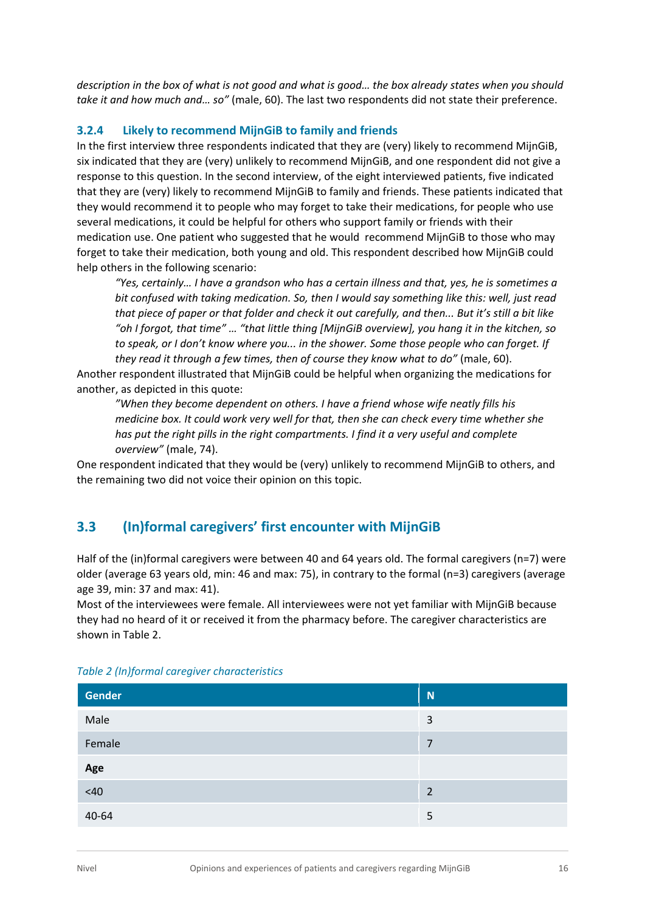*description in the box of what is not good and what is good… the box already states when you should take it and how much and… so"* (male, 60). The last two respondents did not state their preference.

### 3.2.4 Likely to recommend MijnGiB to family and friends

In the first interview three respondents indicated that they are (very) likely to recommend MijnGiB, six indicated that they are (very) unlikely to recommend MijnGiB, and one respondent did not give a response to this question. In the second interview, of the eight interviewed patients, five indicated that they are (very) likely to recommend MijnGiB to family and friends. These patients indicated that they would recommend it to people who may forget to take their medications, for people who use several medications, it could be helpful for others who support family or friends with their medication use. One patient who suggested that he would recommend MijnGiB to those who may forget to take their medication, both young and old. This respondent described how MijnGiB could help others in the following scenario:

> *"Yes, certainly… I have a grandson who has a certain illness and that, yes, he is sometimes a bit confused with taking medication. So, then I would say something like this: well, just read that piece of paper or that folder and check it out carefully, and then... But it's still a bit like "oh I forgot, that time" … "that little thing [MijnGiB overview], you hang it in the kitchen, so to speak, or I don't know where you... in the shower. Some those people who can forget. If they read it through a few times, then of course they know what to do"* (male, 60).

Another respondent illustrated that MijnGiB could be helpful when organizing the medications for another, as depicted in this quote:

> *"When they become dependent on others. I have a friend whose wife neatly fills his medicine box. It could work very well for that, then she can check every time whether she has put the right pills in the right compartments. I find it a very useful and complete overview"* (male, 74).

One respondent indicated that they would be (very) unlikely to recommend MijnGiB to others, and the remaining two did not voice their opinion on this topic.

## 3.3 (In)formal caregivers' first encounter with MijnGiB

Half of the (in)formal caregivers were between 40 and 64 years old. The formal caregivers (n=7) were older (average 63 years old, min: 46 and max: 75), in contrary to the formal (n=3) caregivers (average age 39, min: 37 and max: 41).

Most of the interviewees were female. All interviewees were not yet familiar with MijnGiB because they had no heard of it or received it from the pharmacy before. The caregiver characteristics are shown in Table 2.

*Table 2 (In)formal caregiver characteristics*

| Gender | N |
|---|---|
| Male | 3 |
| Female | 7 |
| **Age** | |
| <40 | 2 |
| 40-64 | 5 |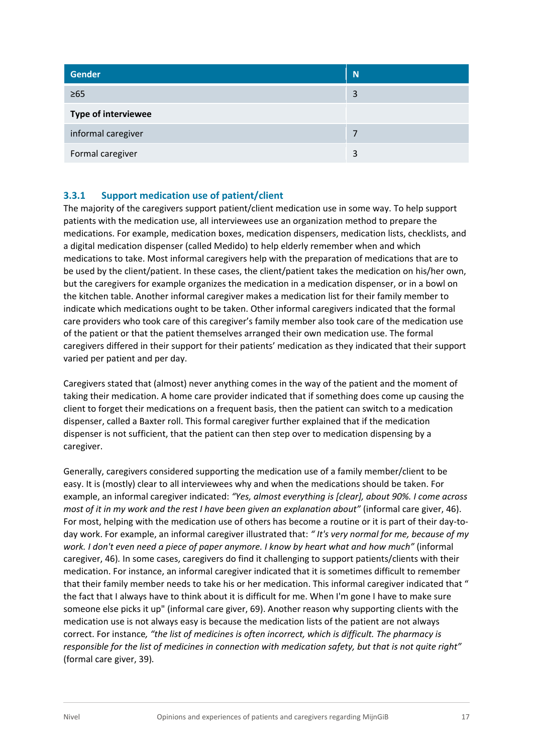| Gender | N |
|---|---|
| ≥65 | 3 |
| **Type of interviewee** | |
| informal caregiver | 7 |
| Formal caregiver | 3 |

### 3.3.1 Support medication use of patient/client

The majority of the caregivers support patient/client medication use in some way. To help support patients with the medication use, all interviewees use an organization method to prepare the medications. For example, medication boxes, medication dispensers, medication lists, checklists, and a digital medication dispenser (called Medido) to help elderly remember when and which medications to take. Most informal caregivers help with the preparation of medications that are to be used by the client/patient. In these cases, the client/patient takes the medication on his/her own, but the caregivers for example organizes the medication in a medication dispenser, or in a bowl on the kitchen table. Another informal caregiver makes a medication list for their family member to indicate which medications ought to be taken. Other informal caregivers indicated that the formal care providers who took care of this caregiver's family member also took care of the medication use of the patient or that the patient themselves arranged their own medication use. The formal caregivers differed in their support for their patients' medication as they indicated that their support varied per patient and per day.

Caregivers stated that (almost) never anything comes in the way of the patient and the moment of taking their medication. A home care provider indicated that if something does come up causing the client to forget their medications on a frequent basis, then the patient can switch to a medication dispenser, called a Baxter roll. This formal caregiver further explained that if the medication dispenser is not sufficient, that the patient can then step over to medication dispensing by a caregiver.

Generally, caregivers considered supporting the medication use of a family member/client to be easy. It is (mostly) clear to all interviewees why and when the medications should be taken. For example, an informal caregiver indicated: *"Yes, almost everything is [clear], about 90%. I come across most of it in my work and the rest I have been given an explanation about"* (informal care giver, 46). For most, helping with the medication use of others has become a routine or it is part of their day-to-day work. For example, an informal caregiver illustrated that: *" It's very normal for me, because of my work. I don't even need a piece of paper anymore. I know by heart what and how much"* (informal caregiver, 46). In some cases, caregivers do find it challenging to support patients/clients with their medication. For instance, an informal caregiver indicated that it is sometimes difficult to remember that their family member needs to take his or her medication. This informal caregiver indicated that " the fact that I always have to think about it is difficult for me. When I'm gone I have to make sure someone else picks it up" (informal care giver, 69). Another reason why supporting clients with the medication use is not always easy is because the medication lists of the patient are not always correct. For instance, *"the list of medicines is often incorrect, which is difficult. The pharmacy is responsible for the list of medicines in connection with medication safety, but that is not quite right"* (formal care giver, 39).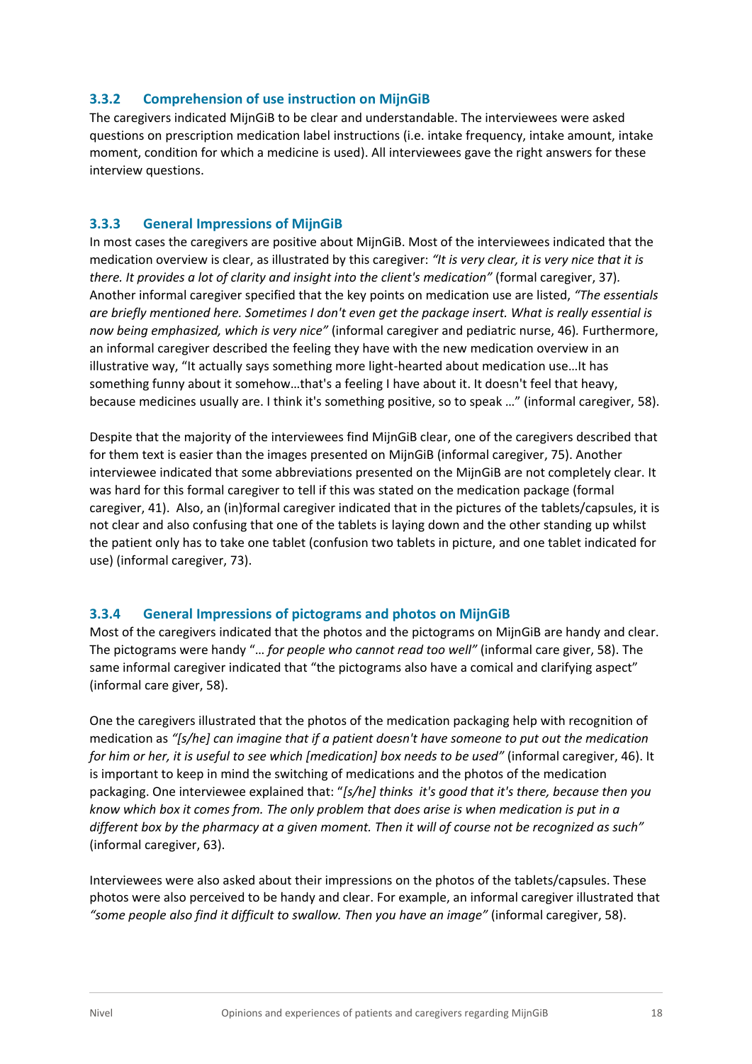### 3.3.2 Comprehension of use instruction on MijnGiB

The caregivers indicated MijnGiB to be clear and understandable. The interviewees were asked questions on prescription medication label instructions (i.e. intake frequency, intake amount, intake moment, condition for which a medicine is used). All interviewees gave the right answers for these interview questions.

### 3.3.3 General Impressions of MijnGiB

In most cases the caregivers are positive about MijnGiB. Most of the interviewees indicated that the medication overview is clear, as illustrated by this caregiver: *"It is very clear, it is very nice that it is there. It provides a lot of clarity and insight into the client's medication"* (formal caregiver, 37). Another informal caregiver specified that the key points on medication use are listed, *"The essentials are briefly mentioned here. Sometimes I don't even get the package insert. What is really essential is now being emphasized, which is very nice"* (informal caregiver and pediatric nurse, 46). Furthermore, an informal caregiver described the feeling they have with the new medication overview in an illustrative way, "It actually says something more light-hearted about medication use…It has something funny about it somehow…that's a feeling I have about it. It doesn't feel that heavy, because medicines usually are. I think it's something positive, so to speak …" (informal caregiver, 58).

Despite that the majority of the interviewees find MijnGiB clear, one of the caregivers described that for them text is easier than the images presented on MijnGiB (informal caregiver, 75). Another interviewee indicated that some abbreviations presented on the MijnGiB are not completely clear. It was hard for this formal caregiver to tell if this was stated on the medication package (formal caregiver, 41). Also, an (in)formal caregiver indicated that in the pictures of the tablets/capsules, it is not clear and also confusing that one of the tablets is laying down and the other standing up whilst the patient only has to take one tablet (confusion two tablets in picture, and one tablet indicated for use) (informal caregiver, 73).

### 3.3.4 General Impressions of pictograms and photos on MijnGiB

Most of the caregivers indicated that the photos and the pictograms on MijnGiB are handy and clear. The pictograms were handy "*… for people who cannot read too well"* (informal care giver, 58). The same informal caregiver indicated that "the pictograms also have a comical and clarifying aspect" (informal care giver, 58).

One the caregivers illustrated that the photos of the medication packaging help with recognition of medication as *"[s/he] can imagine that if a patient doesn't have someone to put out the medication for him or her, it is useful to see which [medication] box needs to be used"* (informal caregiver, 46). It is important to keep in mind the switching of medications and the photos of the medication packaging. One interviewee explained that: "*[s/he] thinks it's good that it's there, because then you know which box it comes from. The only problem that does arise is when medication is put in a different box by the pharmacy at a given moment. Then it will of course not be recognized as such"* (informal caregiver, 63).

Interviewees were also asked about their impressions on the photos of the tablets/capsules. These photos were also perceived to be handy and clear. For example, an informal caregiver illustrated that *"some people also find it difficult to swallow. Then you have an image"* (informal caregiver, 58).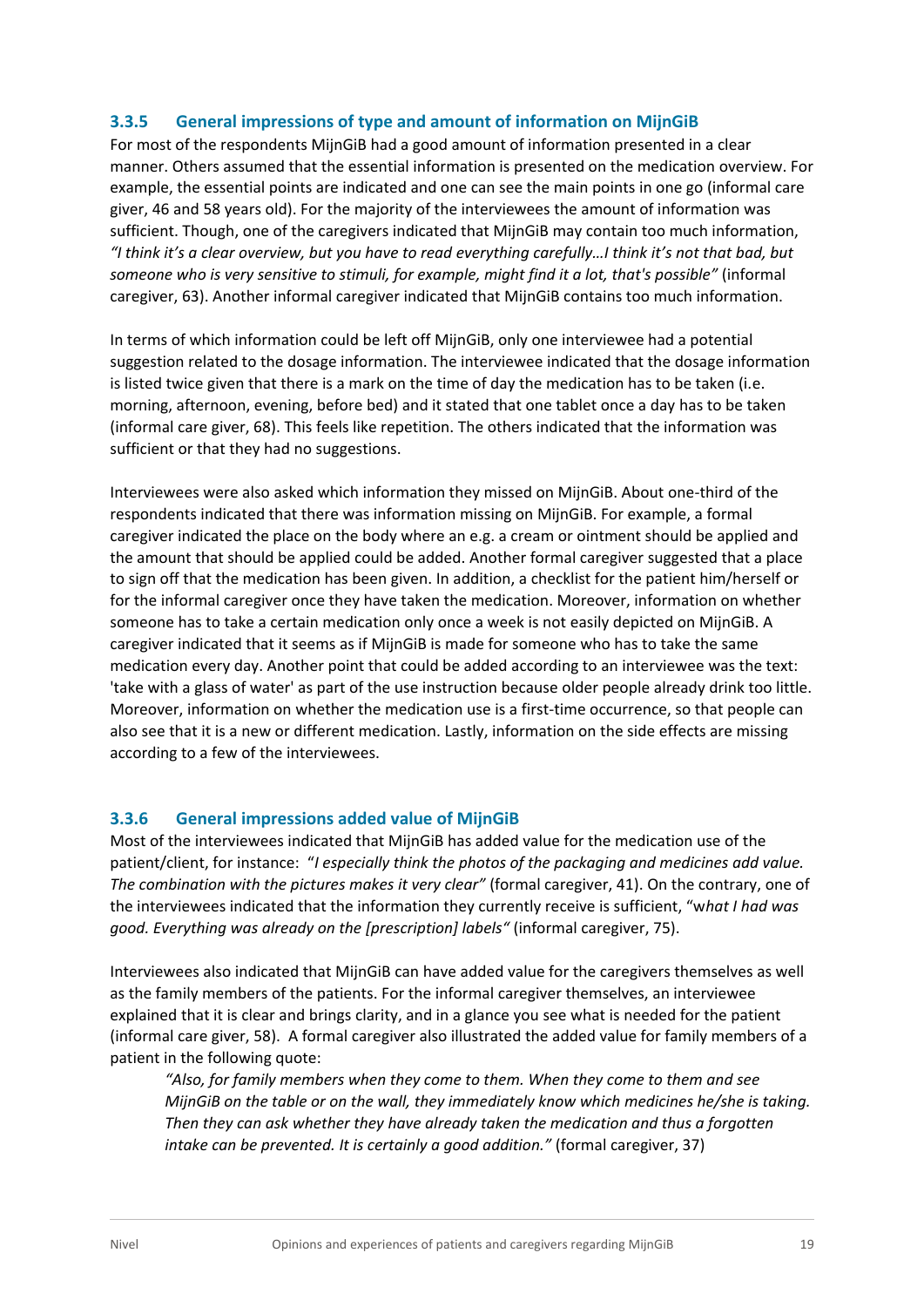### 3.3.5 General impressions of type and amount of information on MijnGiB

For most of the respondents MijnGiB had a good amount of information presented in a clear manner. Others assumed that the essential information is presented on the medication overview. For example, the essential points are indicated and one can see the main points in one go (informal care giver, 46 and 58 years old). For the majority of the interviewees the amount of information was sufficient. Though, one of the caregivers indicated that MijnGiB may contain too much information, *"I think it's a clear overview, but you have to read everything carefully…I think it's not that bad, but someone who is very sensitive to stimuli, for example, might find it a lot, that's possible"* (informal caregiver, 63). Another informal caregiver indicated that MijnGiB contains too much information.

In terms of which information could be left off MijnGiB, only one interviewee had a potential suggestion related to the dosage information. The interviewee indicated that the dosage information is listed twice given that there is a mark on the time of day the medication has to be taken (i.e. morning, afternoon, evening, before bed) and it stated that one tablet once a day has to be taken (informal care giver, 68). This feels like repetition. The others indicated that the information was sufficient or that they had no suggestions.

Interviewees were also asked which information they missed on MijnGiB. About one-third of the respondents indicated that there was information missing on MijnGiB. For example, a formal caregiver indicated the place on the body where an e.g. a cream or ointment should be applied and the amount that should be applied could be added. Another formal caregiver suggested that a place to sign off that the medication has been given. In addition, a checklist for the patient him/herself or for the informal caregiver once they have taken the medication. Moreover, information on whether someone has to take a certain medication only once a week is not easily depicted on MijnGiB. A caregiver indicated that it seems as if MijnGiB is made for someone who has to take the same medication every day. Another point that could be added according to an interviewee was the text: 'take with a glass of water' as part of the use instruction because older people already drink too little. Moreover, information on whether the medication use is a first-time occurrence, so that people can also see that it is a new or different medication. Lastly, information on the side effects are missing according to a few of the interviewees.

### 3.3.6 General impressions added value of MijnGiB

Most of the interviewees indicated that MijnGiB has added value for the medication use of the patient/client, for instance: "*I especially think the photos of the packaging and medicines add value. The combination with the pictures makes it very clear"* (formal caregiver, 41). On the contrary, one of the interviewees indicated that the information they currently receive is sufficient, "w*hat I had was good. Everything was already on the [prescription] labels"* (informal caregiver, 75).

Interviewees also indicated that MijnGiB can have added value for the caregivers themselves as well as the family members of the patients. For the informal caregiver themselves, an interviewee explained that it is clear and brings clarity, and in a glance you see what is needed for the patient (informal care giver, 58). A formal caregiver also illustrated the added value for family members of a patient in the following quote:

> *"Also, for family members when they come to them. When they come to them and see MijnGiB on the table or on the wall, they immediately know which medicines he/she is taking. Then they can ask whether they have already taken the medication and thus a forgotten intake can be prevented. It is certainly a good addition."* (formal caregiver, 37)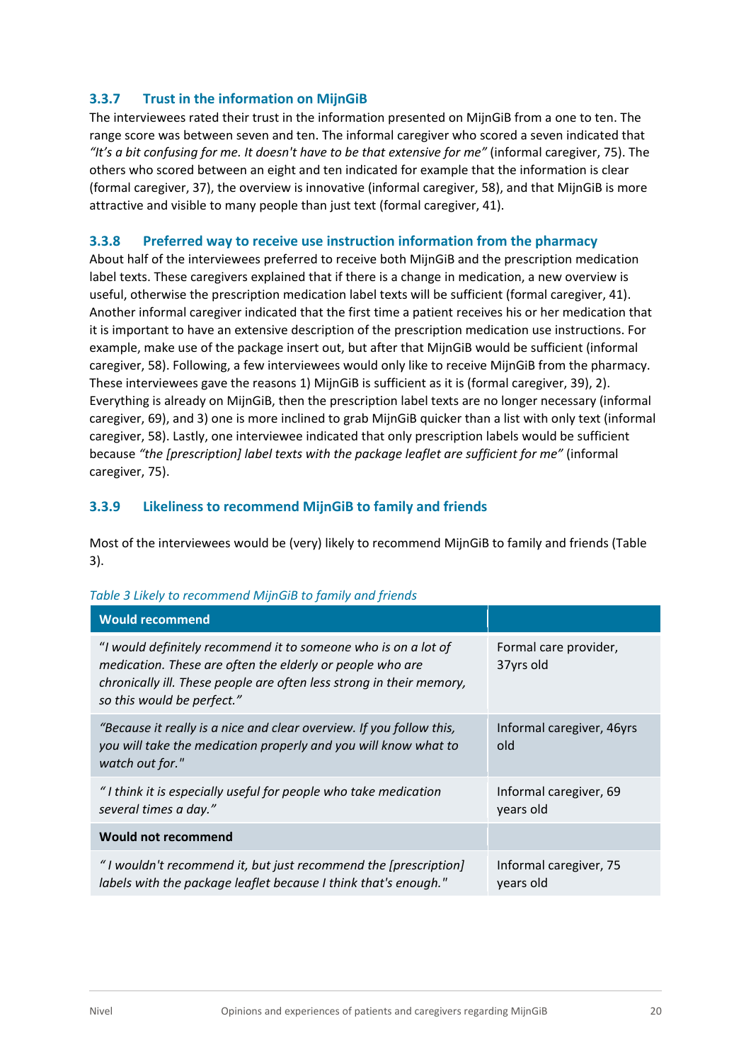### 3.3.7 Trust in the information on MijnGiB

The interviewees rated their trust in the information presented on MijnGiB from a one to ten. The range score was between seven and ten. The informal caregiver who scored a seven indicated that *"It's a bit confusing for me. It doesn't have to be that extensive for me"* (informal caregiver, 75). The others who scored between an eight and ten indicated for example that the information is clear (formal caregiver, 37), the overview is innovative (informal caregiver, 58), and that MijnGiB is more attractive and visible to many people than just text (formal caregiver, 41).

### 3.3.8 Preferred way to receive use instruction information from the pharmacy

About half of the interviewees preferred to receive both MijnGiB and the prescription medication label texts. These caregivers explained that if there is a change in medication, a new overview is useful, otherwise the prescription medication label texts will be sufficient (formal caregiver, 41). Another informal caregiver indicated that the first time a patient receives his or her medication that it is important to have an extensive description of the prescription medication use instructions. For example, make use of the package insert out, but after that MijnGiB would be sufficient (informal caregiver, 58). Following, a few interviewees would only like to receive MijnGiB from the pharmacy. These interviewees gave the reasons 1) MijnGiB is sufficient as it is (formal caregiver, 39), 2). Everything is already on MijnGiB, then the prescription label texts are no longer necessary (informal caregiver, 69), and 3) one is more inclined to grab MijnGiB quicker than a list with only text (informal caregiver, 58). Lastly, one interviewee indicated that only prescription labels would be sufficient because *"the [prescription] label texts with the package leaflet are sufficient for me"* (informal caregiver, 75).

### 3.3.9 Likeliness to recommend MijnGiB to family and friends

Most of the interviewees would be (very) likely to recommend MijnGiB to family and friends (Table 3).

*Table 3 Likely to recommend MijnGiB to family and friends*

| **Would recommend** | |
|---|---|
| *"I would definitely recommend it to someone who is on a lot of medication. These are often the elderly or people who are chronically ill. These people are often less strong in their memory, so this would be perfect."* | Formal care provider, 37yrs old |
| *"Because it really is a nice and clear overview. If you follow this, you will take the medication properly and you will know what to watch out for."* | Informal caregiver, 46yrs old |
| *" I think it is especially useful for people who take medication several times a day."* | Informal caregiver, 69 years old |
| **Would not recommend** | |
| *" I wouldn't recommend it, but just recommend the [prescription] labels with the package leaflet because I think that's enough."* | Informal caregiver, 75 years old |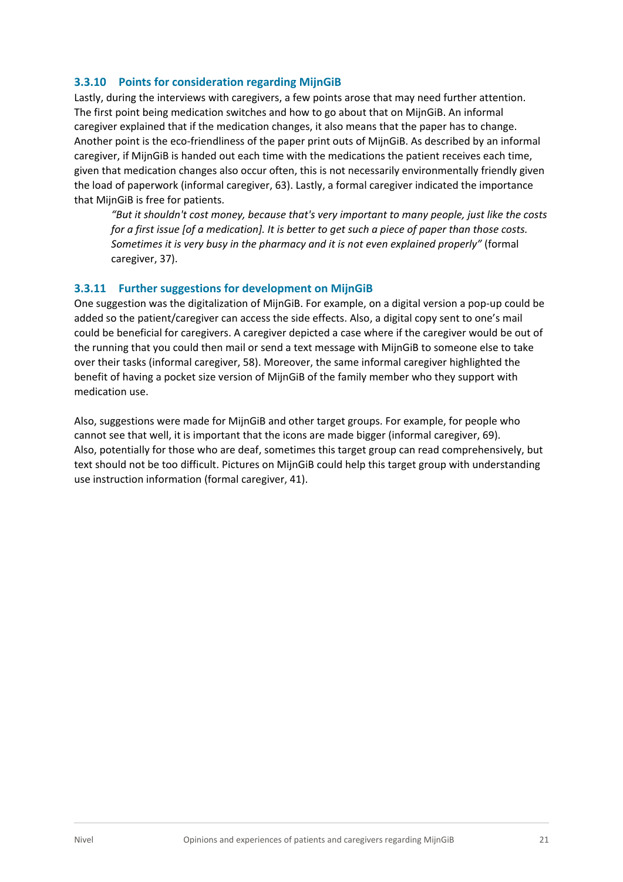### 3.3.10 Points for consideration regarding MijnGiB

Lastly, during the interviews with caregivers, a few points arose that may need further attention. The first point being medication switches and how to go about that on MijnGiB. An informal caregiver explained that if the medication changes, it also means that the paper has to change. Another point is the eco-friendliness of the paper print outs of MijnGiB. As described by an informal caregiver, if MijnGiB is handed out each time with the medications the patient receives each time, given that medication changes also occur often, this is not necessarily environmentally friendly given the load of paperwork (informal caregiver, 63). Lastly, a formal caregiver indicated the importance that MijnGiB is free for patients.

> *"But it shouldn't cost money, because that's very important to many people, just like the costs for a first issue [of a medication]. It is better to get such a piece of paper than those costs. Sometimes it is very busy in the pharmacy and it is not even explained properly"* (formal caregiver, 37).

### 3.3.11 Further suggestions for development on MijnGiB

One suggestion was the digitalization of MijnGiB. For example, on a digital version a pop-up could be added so the patient/caregiver can access the side effects. Also, a digital copy sent to one's mail could be beneficial for caregivers. A caregiver depicted a case where if the caregiver would be out of the running that you could then mail or send a text message with MijnGiB to someone else to take over their tasks (informal caregiver, 58). Moreover, the same informal caregiver highlighted the benefit of having a pocket size version of MijnGiB of the family member who they support with medication use.

Also, suggestions were made for MijnGiB and other target groups. For example, for people who cannot see that well, it is important that the icons are made bigger (informal caregiver, 69). Also, potentially for those who are deaf, sometimes this target group can read comprehensively, but text should not be too difficult. Pictures on MijnGiB could help this target group with understanding use instruction information (formal caregiver, 41).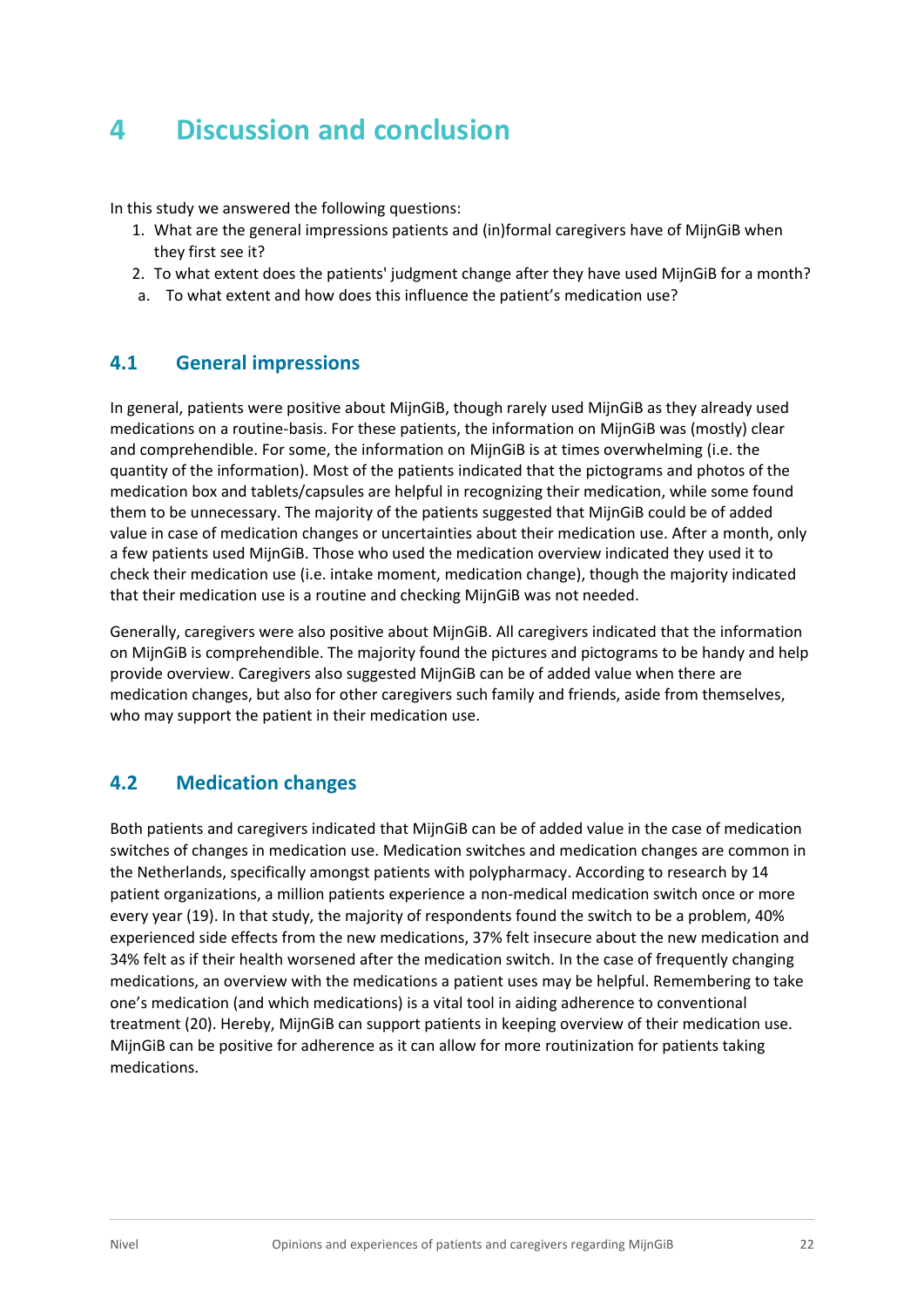# 4 Discussion and conclusion

In this study we answered the following questions:

1. What are the general impressions patients and (in)formal caregivers have of MijnGiB when they first see it?
2. To what extent does the patients' judgment change after they have used MijnGiB for a month?
   a. To what extent and how does this influence the patient's medication use?

## 4.1 General impressions

In general, patients were positive about MijnGiB, though rarely used MijnGiB as they already used medications on a routine-basis. For these patients, the information on MijnGiB was (mostly) clear and comprehendible. For some, the information on MijnGiB is at times overwhelming (i.e. the quantity of the information). Most of the patients indicated that the pictograms and photos of the medication box and tablets/capsules are helpful in recognizing their medication, while some found them to be unnecessary. The majority of the patients suggested that MijnGiB could be of added value in case of medication changes or uncertainties about their medication use. After a month, only a few patients used MijnGiB. Those who used the medication overview indicated they used it to check their medication use (i.e. intake moment, medication change), though the majority indicated that their medication use is a routine and checking MijnGiB was not needed.

Generally, caregivers were also positive about MijnGiB. All caregivers indicated that the information on MijnGiB is comprehendible. The majority found the pictures and pictograms to be handy and help provide overview. Caregivers also suggested MijnGiB can be of added value when there are medication changes, but also for other caregivers such family and friends, aside from themselves, who may support the patient in their medication use.

## 4.2 Medication changes

Both patients and caregivers indicated that MijnGiB can be of added value in the case of medication switches of changes in medication use. Medication switches and medication changes are common in the Netherlands, specifically amongst patients with polypharmacy. According to research by 14 patient organizations, a million patients experience a non-medical medication switch once or more every year (19). In that study, the majority of respondents found the switch to be a problem, 40% experienced side effects from the new medications, 37% felt insecure about the new medication and 34% felt as if their health worsened after the medication switch. In the case of frequently changing medications, an overview with the medications a patient uses may be helpful. Remembering to take one's medication (and which medications) is a vital tool in aiding adherence to conventional treatment (20). Hereby, MijnGiB can support patients in keeping overview of their medication use. MijnGiB can be positive for adherence as it can allow for more routinization for patients taking medications.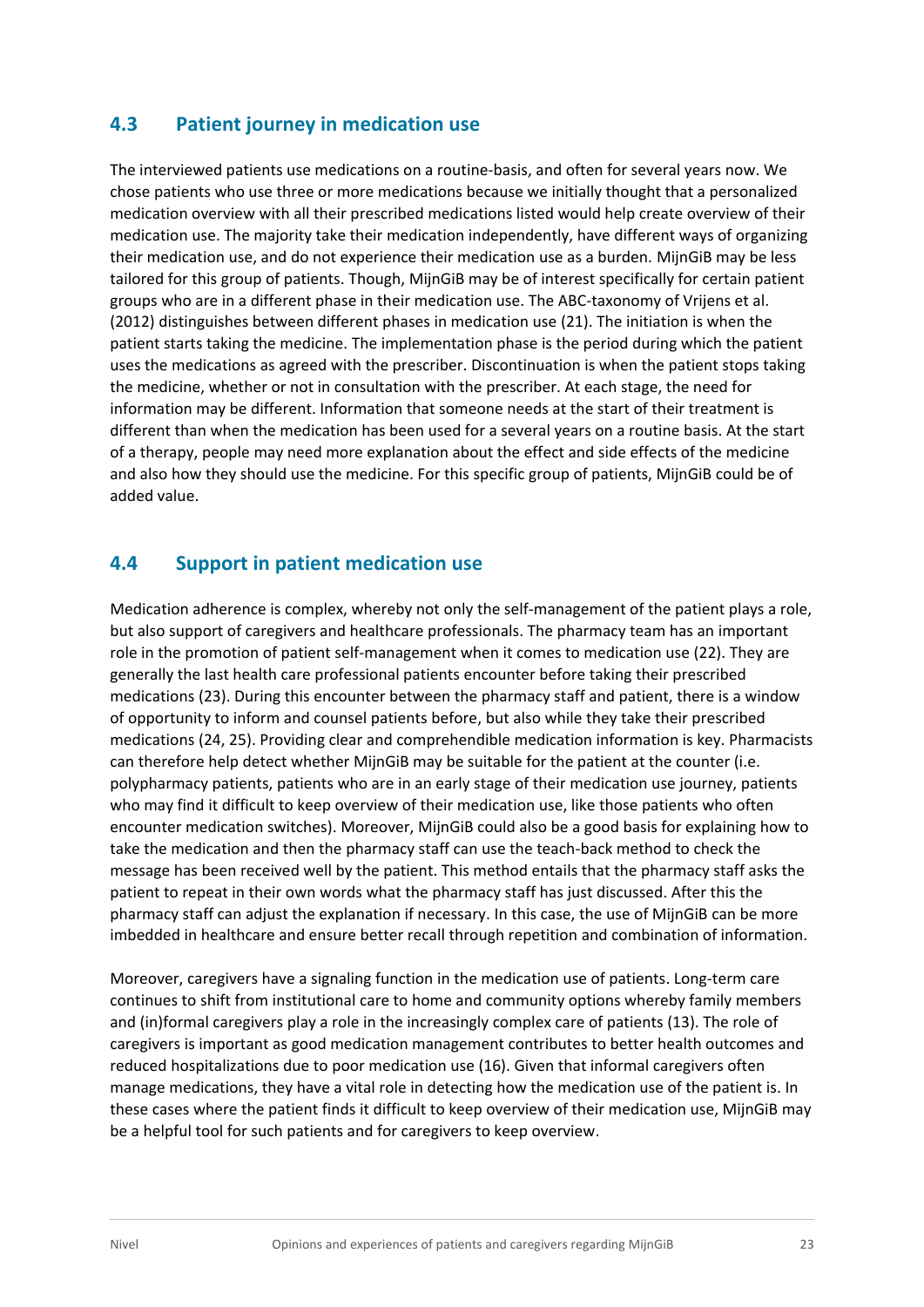## 4.3 Patient journey in medication use

The interviewed patients use medications on a routine-basis, and often for several years now. We chose patients who use three or more medications because we initially thought that a personalized medication overview with all their prescribed medications listed would help create overview of their medication use. The majority take their medication independently, have different ways of organizing their medication use, and do not experience their medication use as a burden. MijnGiB may be less tailored for this group of patients. Though, MijnGiB may be of interest specifically for certain patient groups who are in a different phase in their medication use. The ABC-taxonomy of Vrijens et al. (2012) distinguishes between different phases in medication use (21). The initiation is when the patient starts taking the medicine. The implementation phase is the period during which the patient uses the medications as agreed with the prescriber. Discontinuation is when the patient stops taking the medicine, whether or not in consultation with the prescriber. At each stage, the need for information may be different. Information that someone needs at the start of their treatment is different than when the medication has been used for a several years on a routine basis. At the start of a therapy, people may need more explanation about the effect and side effects of the medicine and also how they should use the medicine. For this specific group of patients, MijnGiB could be of added value.

## 4.4 Support in patient medication use

Medication adherence is complex, whereby not only the self-management of the patient plays a role, but also support of caregivers and healthcare professionals. The pharmacy team has an important role in the promotion of patient self-management when it comes to medication use (22). They are generally the last health care professional patients encounter before taking their prescribed medications (23). During this encounter between the pharmacy staff and patient, there is a window of opportunity to inform and counsel patients before, but also while they take their prescribed medications (24, 25). Providing clear and comprehendible medication information is key. Pharmacists can therefore help detect whether MijnGiB may be suitable for the patient at the counter (i.e. polypharmacy patients, patients who are in an early stage of their medication use journey, patients who may find it difficult to keep overview of their medication use, like those patients who often encounter medication switches). Moreover, MijnGiB could also be a good basis for explaining how to take the medication and then the pharmacy staff can use the teach-back method to check the message has been received well by the patient. This method entails that the pharmacy staff asks the patient to repeat in their own words what the pharmacy staff has just discussed. After this the pharmacy staff can adjust the explanation if necessary. In this case, the use of MijnGiB can be more imbedded in healthcare and ensure better recall through repetition and combination of information.

Moreover, caregivers have a signaling function in the medication use of patients. Long-term care continues to shift from institutional care to home and community options whereby family members and (in)formal caregivers play a role in the increasingly complex care of patients (13). The role of caregivers is important as good medication management contributes to better health outcomes and reduced hospitalizations due to poor medication use (16). Given that informal caregivers often manage medications, they have a vital role in detecting how the medication use of the patient is. In these cases where the patient finds it difficult to keep overview of their medication use, MijnGiB may be a helpful tool for such patients and for caregivers to keep overview.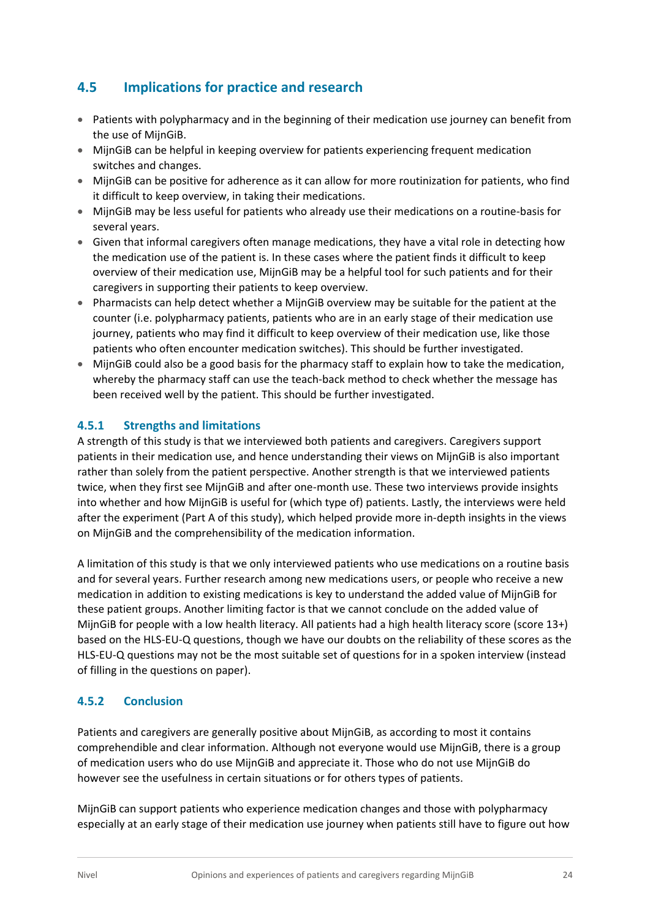## 4.5 Implications for practice and research

- Patients with polypharmacy and in the beginning of their medication use journey can benefit from the use of MijnGiB.
- MijnGiB can be helpful in keeping overview for patients experiencing frequent medication switches and changes.
- MijnGiB can be positive for adherence as it can allow for more routinization for patients, who find it difficult to keep overview, in taking their medications.
- MijnGiB may be less useful for patients who already use their medications on a routine-basis for several years.
- Given that informal caregivers often manage medications, they have a vital role in detecting how the medication use of the patient is. In these cases where the patient finds it difficult to keep overview of their medication use, MijnGiB may be a helpful tool for such patients and for their caregivers in supporting their patients to keep overview.
- Pharmacists can help detect whether a MijnGiB overview may be suitable for the patient at the counter (i.e. polypharmacy patients, patients who are in an early stage of their medication use journey, patients who may find it difficult to keep overview of their medication use, like those patients who often encounter medication switches). This should be further investigated.
- MijnGiB could also be a good basis for the pharmacy staff to explain how to take the medication, whereby the pharmacy staff can use the teach-back method to check whether the message has been received well by the patient. This should be further investigated.

### 4.5.1 Strengths and limitations

A strength of this study is that we interviewed both patients and caregivers. Caregivers support patients in their medication use, and hence understanding their views on MijnGiB is also important rather than solely from the patient perspective. Another strength is that we interviewed patients twice, when they first see MijnGiB and after one-month use. These two interviews provide insights into whether and how MijnGiB is useful for (which type of) patients. Lastly, the interviews were held after the experiment (Part A of this study), which helped provide more in-depth insights in the views on MijnGiB and the comprehensibility of the medication information.

A limitation of this study is that we only interviewed patients who use medications on a routine basis and for several years. Further research among new medications users, or people who receive a new medication in addition to existing medications is key to understand the added value of MijnGiB for these patient groups. Another limiting factor is that we cannot conclude on the added value of MijnGiB for people with a low health literacy. All patients had a high health literacy score (score 13+) based on the HLS-EU-Q questions, though we have our doubts on the reliability of these scores as the HLS-EU-Q questions may not be the most suitable set of questions for in a spoken interview (instead of filling in the questions on paper).

### 4.5.2 Conclusion

Patients and caregivers are generally positive about MijnGiB, as according to most it contains comprehendible and clear information. Although not everyone would use MijnGiB, there is a group of medication users who do use MijnGiB and appreciate it. Those who do not use MijnGiB do however see the usefulness in certain situations or for others types of patients.

MijnGiB can support patients who experience medication changes and those with polypharmacy especially at an early stage of their medication use journey when patients still have to figure out how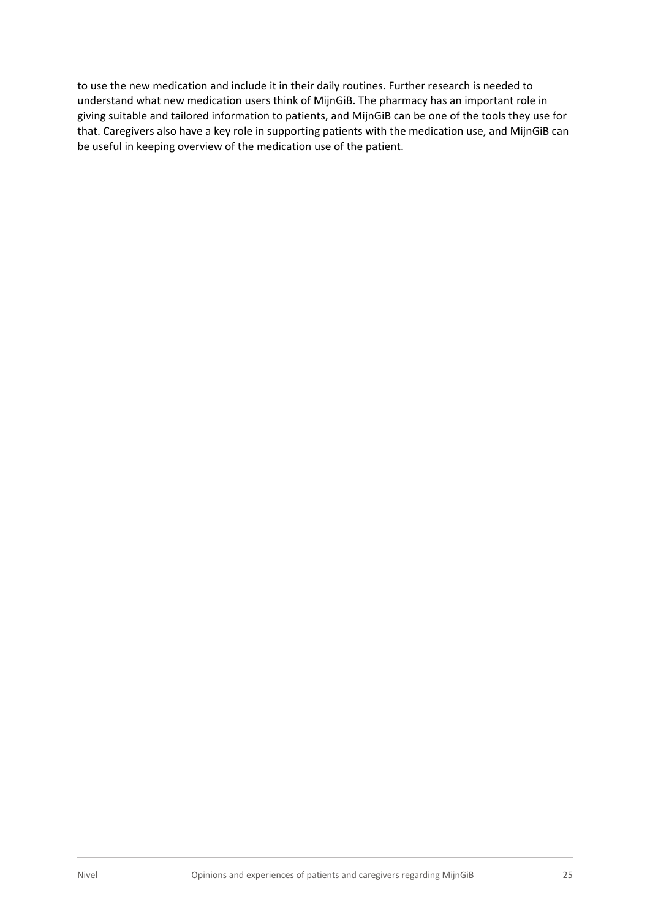to use the new medication and include it in their daily routines. Further research is needed to understand what new medication users think of MijnGiB. The pharmacy has an important role in giving suitable and tailored information to patients, and MijnGiB can be one of the tools they use for that. Caregivers also have a key role in supporting patients with the medication use, and MijnGiB can be useful in keeping overview of the medication use of the patient.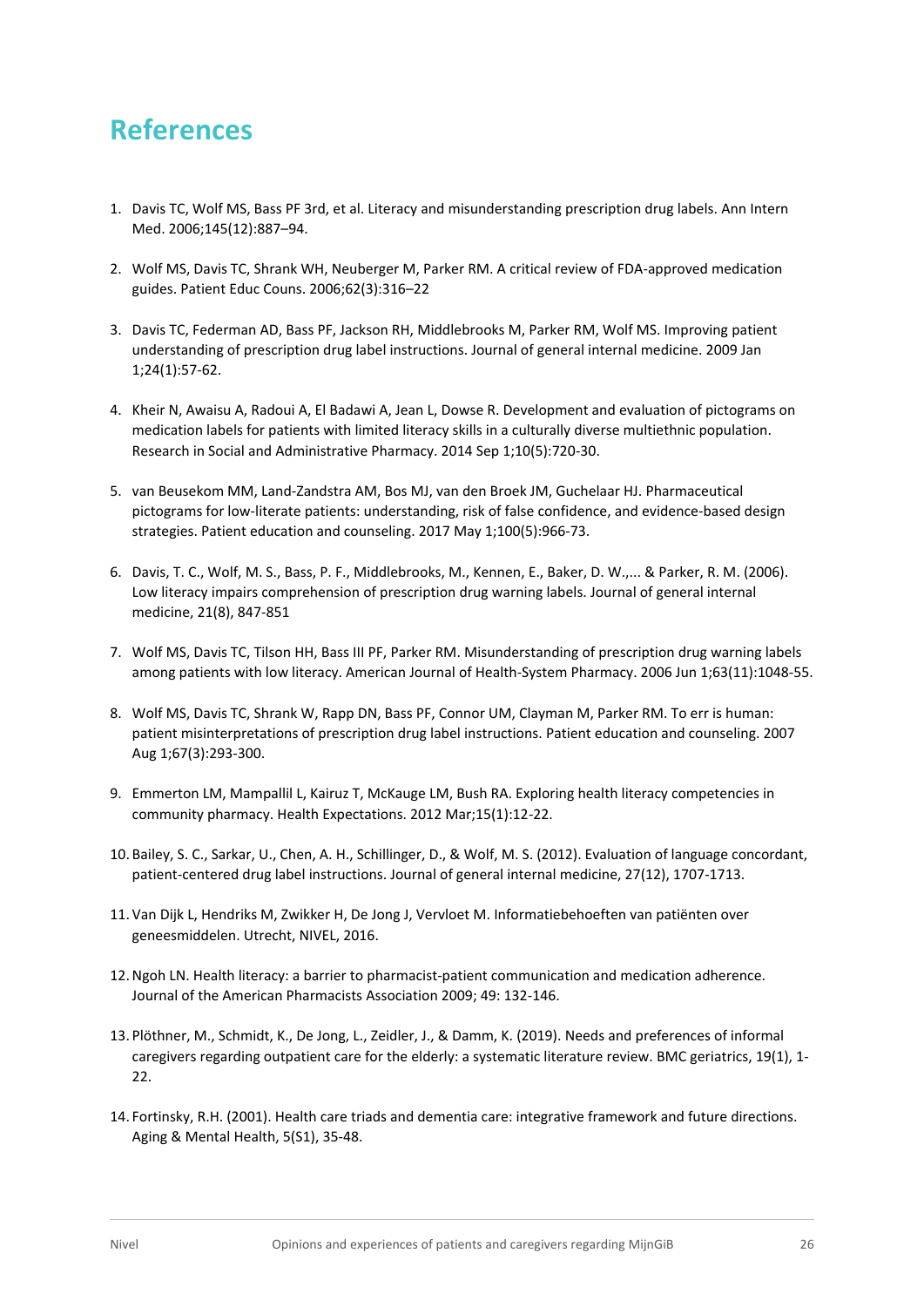# References

1. Davis TC, Wolf MS, Bass PF 3rd, et al. Literacy and misunderstanding prescription drug labels. Ann Intern Med. 2006;145(12):887–94.

2. Wolf MS, Davis TC, Shrank WH, Neuberger M, Parker RM. A critical review of FDA-approved medication guides. Patient Educ Couns. 2006;62(3):316–22

3. Davis TC, Federman AD, Bass PF, Jackson RH, Middlebrooks M, Parker RM, Wolf MS. Improving patient understanding of prescription drug label instructions. Journal of general internal medicine. 2009 Jan 1;24(1):57-62.

4. Kheir N, Awaisu A, Radoui A, El Badawi A, Jean L, Dowse R. Development and evaluation of pictograms on medication labels for patients with limited literacy skills in a culturally diverse multiethnic population. Research in Social and Administrative Pharmacy. 2014 Sep 1;10(5):720-30.

5. van Beusekom MM, Land-Zandstra AM, Bos MJ, van den Broek JM, Guchelaar HJ. Pharmaceutical pictograms for low-literate patients: understanding, risk of false confidence, and evidence-based design strategies. Patient education and counseling. 2017 May 1;100(5):966-73.

6. Davis, T. C., Wolf, M. S., Bass, P. F., Middlebrooks, M., Kennen, E., Baker, D. W.,... & Parker, R. M. (2006). Low literacy impairs comprehension of prescription drug warning labels. Journal of general internal medicine, 21(8), 847-851

7. Wolf MS, Davis TC, Tilson HH, Bass III PF, Parker RM. Misunderstanding of prescription drug warning labels among patients with low literacy. American Journal of Health-System Pharmacy. 2006 Jun 1;63(11):1048-55.

8. Wolf MS, Davis TC, Shrank W, Rapp DN, Bass PF, Connor UM, Clayman M, Parker RM. To err is human: patient misinterpretations of prescription drug label instructions. Patient education and counseling. 2007 Aug 1;67(3):293-300.

9. Emmerton LM, Mampallil L, Kairuz T, McKauge LM, Bush RA. Exploring health literacy competencies in community pharmacy. Health Expectations. 2012 Mar;15(1):12-22.

10. Bailey, S. C., Sarkar, U., Chen, A. H., Schillinger, D., & Wolf, M. S. (2012). Evaluation of language concordant, patient-centered drug label instructions. Journal of general internal medicine, 27(12), 1707-1713.

11. Van Dijk L, Hendriks M, Zwikker H, De Jong J, Vervloet M. Informatiebehoeften van patiënten over geneesmiddelen. Utrecht, NIVEL, 2016.

12. Ngoh LN. Health literacy: a barrier to pharmacist-patient communication and medication adherence. Journal of the American Pharmacists Association 2009; 49: 132-146.

13. Plöthner, M., Schmidt, K., De Jong, L., Zeidler, J., & Damm, K. (2019). Needs and preferences of informal caregivers regarding outpatient care for the elderly: a systematic literature review. BMC geriatrics, 19(1), 1-22.

14. Fortinsky, R.H. (2001). Health care triads and dementia care: integrative framework and future directions. Aging & Mental Health, 5(S1), 35-48.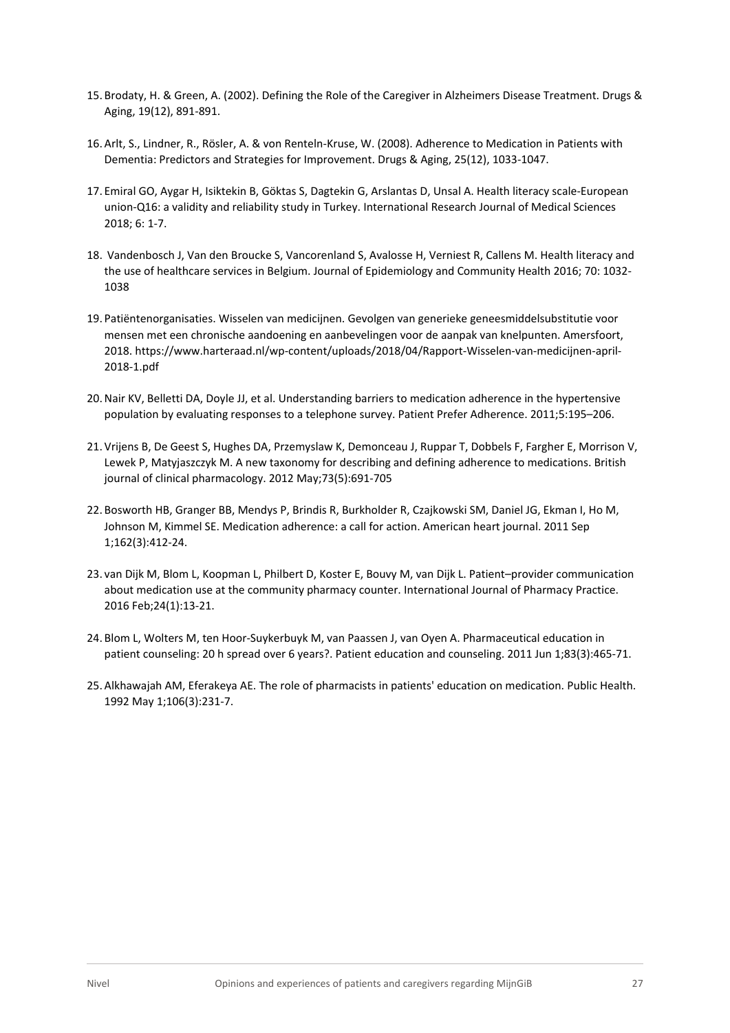15. Brodaty, H. & Green, A. (2002). Defining the Role of the Caregiver in Alzheimers Disease Treatment. Drugs & Aging, 19(12), 891-891.

16. Arlt, S., Lindner, R., Rösler, A. & von Renteln-Kruse, W. (2008). Adherence to Medication in Patients with Dementia: Predictors and Strategies for Improvement. Drugs & Aging, 25(12), 1033-1047.

17. Emiral GO, Aygar H, Isiktekin B, Göktas S, Dagtekin G, Arslantas D, Unsal A. Health literacy scale-European union-Q16: a validity and reliability study in Turkey. International Research Journal of Medical Sciences 2018; 6: 1-7.

18. Vandenbosch J, Van den Broucke S, Vancorenland S, Avalosse H, Verniest R, Callens M. Health literacy and the use of healthcare services in Belgium. Journal of Epidemiology and Community Health 2016; 70: 1032-1038

19. Patiëntenorganisaties. Wisselen van medicijnen. Gevolgen van generieke geneesmiddelsubstitutie voor mensen met een chronische aandoening en aanbevelingen voor de aanpak van knelpunten. Amersfoort, 2018. https://www.harteraad.nl/wp-content/uploads/2018/04/Rapport-Wisselen-van-medicijnen-april-2018-1.pdf

20. Nair KV, Belletti DA, Doyle JJ, et al. Understanding barriers to medication adherence in the hypertensive population by evaluating responses to a telephone survey. Patient Prefer Adherence. 2011;5:195–206.

21. Vrijens B, De Geest S, Hughes DA, Przemyslaw K, Demonceau J, Ruppar T, Dobbels F, Fargher E, Morrison V, Lewek P, Matyjaszczyk M. A new taxonomy for describing and defining adherence to medications. British journal of clinical pharmacology. 2012 May;73(5):691-705

22. Bosworth HB, Granger BB, Mendys P, Brindis R, Burkholder R, Czajkowski SM, Daniel JG, Ekman I, Ho M, Johnson M, Kimmel SE. Medication adherence: a call for action. American heart journal. 2011 Sep 1;162(3):412-24.

23. van Dijk M, Blom L, Koopman L, Philbert D, Koster E, Bouvy M, van Dijk L. Patient–provider communication about medication use at the community pharmacy counter. International Journal of Pharmacy Practice. 2016 Feb;24(1):13-21.

24. Blom L, Wolters M, ten Hoor-Suykerbuyk M, van Paassen J, van Oyen A. Pharmaceutical education in patient counseling: 20 h spread over 6 years?. Patient education and counseling. 2011 Jun 1;83(3):465-71.

25. Alkhawajah AM, Eferakeya AE. The role of pharmacists in patients' education on medication. Public Health. 1992 May 1;106(3):231-7.